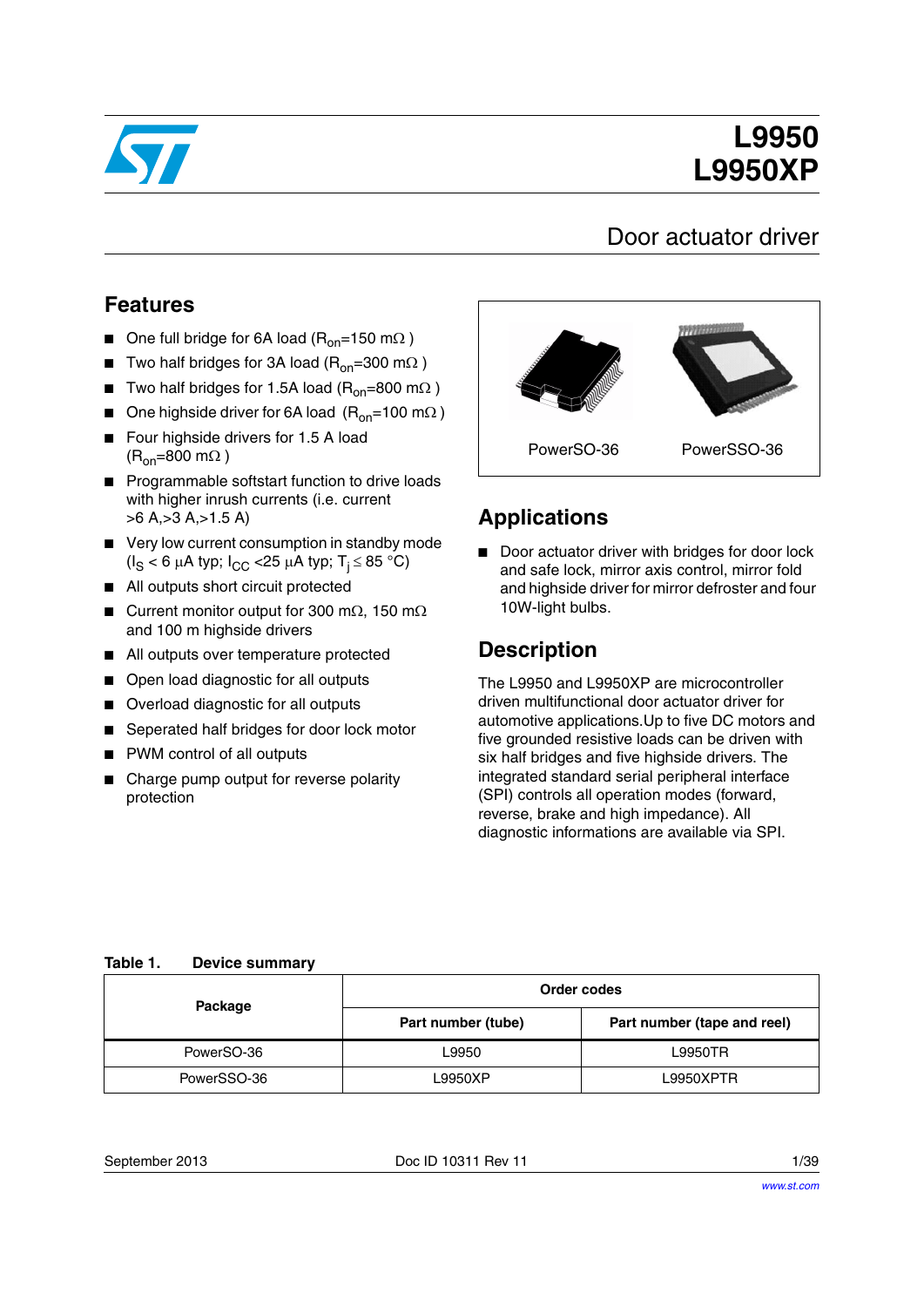# L9950
# L9950XP

## Door actuator driver

## Features

- One full bridge for 6A load ($R_{on}$=150 mΩ )
- Two half bridges for 3A load ($R_{on}$=300 mΩ )
- Two half bridges for 1.5A load ($R_{on}$=800 mΩ )
- One highside driver for 6A load ($R_{on}$=100 mΩ )
- Four highside drivers for 1.5 A load ($R_{on}$=800 mΩ )
- Programmable softstart function to drive loads with higher inrush currents (i.e. current >6 A,>3 A,>1.5 A)
- Very low current consumption in standby mode ($I_S$ < 6 µA typ; $I_{CC}$ <25 µA typ; $T_j \leq 85$ °C)
- All outputs short circuit protected
- Current monitor output for 300 mΩ, 150 mΩ and 100 m highside drivers
- All outputs over temperature protected
- Open load diagnostic for all outputs
- Overload diagnostic for all outputs
- Seperated half bridges for door lock motor
- PWM control of all outputs
- Charge pump output for reverse polarity protection

PowerSO-36 PowerSSO-36

## Applications

- Door actuator driver with bridges for door lock and safe lock, mirror axis control, mirror fold and highside driver for mirror defroster and four 10W-light bulbs.

## Description

The L9950 and L9950XP are microcontroller driven multifunctional door actuator driver for automotive applications.Up to five DC motors and five grounded resistive loads can be driven with six half bridges and five highside drivers. The integrated standard serial peripheral interface (SPI) controls all operation modes (forward, reverse, brake and high impedance). All diagnostic informations are available via SPI.

**Table 1. Device summary**

| Package | Order codes | |
|---|---|---|
| | Part number (tube) | Part number (tape and reel) |
| PowerSO-36 | L9950 | L9950TR |
| PowerSSO-36 | L9950XP | L9950XPTR |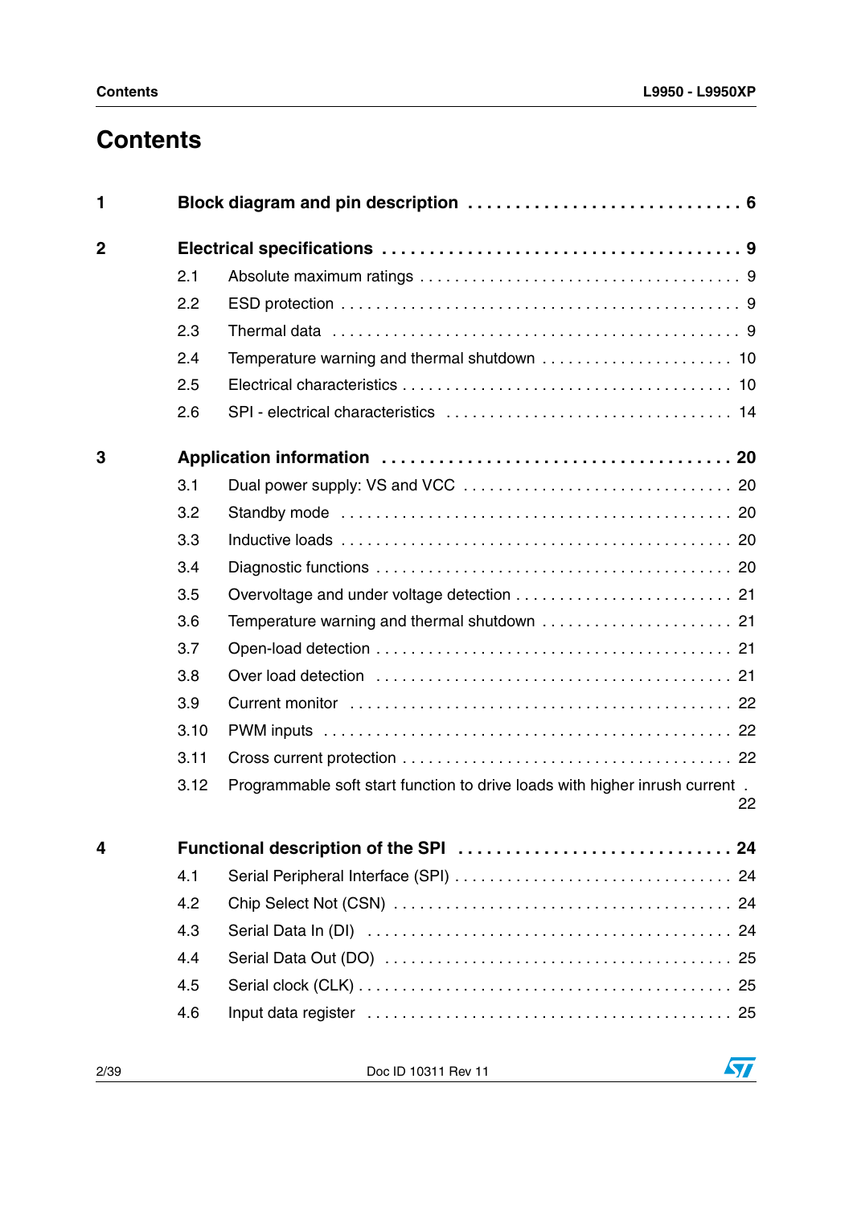# Contents

**1 Block diagram and pin description . . . . . . . . . . . . . . . . . . . . . . . . . . . . 6**

**2 Electrical specifications . . . . . . . . . . . . . . . . . . . . . . . . . . . . . . . . . . . . 9**

2.1 Absolute maximum ratings . . . . . . . . . . . . . . . . . . . . . . . . . . . . . . . . . . 9

2.2 ESD protection . . . . . . . . . . . . . . . . . . . . . . . . . . . . . . . . . . . . . . . . . . 9

2.3 Thermal data . . . . . . . . . . . . . . . . . . . . . . . . . . . . . . . . . . . . . . . . . . . 9

2.4 Temperature warning and thermal shutdown . . . . . . . . . . . . . . . . . . . . . 10

2.5 Electrical characteristics . . . . . . . . . . . . . . . . . . . . . . . . . . . . . . . . . . . 10

2.6 SPI - electrical characteristics . . . . . . . . . . . . . . . . . . . . . . . . . . . . . . . 14

**3 Application information . . . . . . . . . . . . . . . . . . . . . . . . . . . . . . . . . . . 20**

3.1 Dual power supply: VS and VCC . . . . . . . . . . . . . . . . . . . . . . . . . . . . . 20

3.2 Standby mode . . . . . . . . . . . . . . . . . . . . . . . . . . . . . . . . . . . . . . . . . . 20

3.3 Inductive loads . . . . . . . . . . . . . . . . . . . . . . . . . . . . . . . . . . . . . . . . . . 20

3.4 Diagnostic functions . . . . . . . . . . . . . . . . . . . . . . . . . . . . . . . . . . . . . . 20

3.5 Overvoltage and under voltage detection . . . . . . . . . . . . . . . . . . . . . . . . 21

3.6 Temperature warning and thermal shutdown . . . . . . . . . . . . . . . . . . . . . 21

3.7 Open-load detection . . . . . . . . . . . . . . . . . . . . . . . . . . . . . . . . . . . . . . 21

3.8 Over load detection . . . . . . . . . . . . . . . . . . . . . . . . . . . . . . . . . . . . . . . 21

3.9 Current monitor . . . . . . . . . . . . . . . . . . . . . . . . . . . . . . . . . . . . . . . . . 22

3.10 PWM inputs . . . . . . . . . . . . . . . . . . . . . . . . . . . . . . . . . . . . . . . . . . . . 22

3.11 Cross current protection . . . . . . . . . . . . . . . . . . . . . . . . . . . . . . . . . . . 22

3.12 Programmable soft start function to drive loads with higher inrush current . 22

**4 Functional description of the SPI . . . . . . . . . . . . . . . . . . . . . . . . . . . . 24**

4.1 Serial Peripheral Interface (SPI) . . . . . . . . . . . . . . . . . . . . . . . . . . . . . . 24

4.2 Chip Select Not (CSN) . . . . . . . . . . . . . . . . . . . . . . . . . . . . . . . . . . . . 24

4.3 Serial Data In (DI) . . . . . . . . . . . . . . . . . . . . . . . . . . . . . . . . . . . . . . . 24

4.4 Serial Data Out (DO) . . . . . . . . . . . . . . . . . . . . . . . . . . . . . . . . . . . . . 25

4.5 Serial clock (CLK) . . . . . . . . . . . . . . . . . . . . . . . . . . . . . . . . . . . . . . . 25

4.6 Input data register . . . . . . . . . . . . . . . . . . . . . . . . . . . . . . . . . . . . . . . 25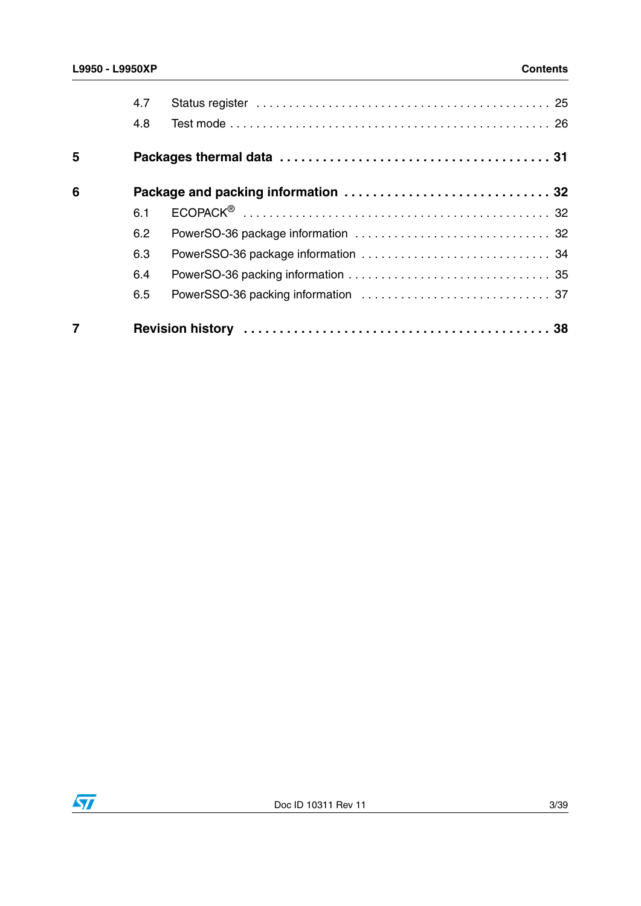| | | |
|---|---|---|
| 4.7 | Status register | 25 |
| 4.8 | Test mode | 26 |
| **5** | **Packages thermal data** | **31** |
| **6** | **Package and packing information** | **32** |
| 6.1 | ECOPACK® | 32 |
| 6.2 | PowerSO-36 package information | 32 |
| 6.3 | PowerSSO-36 package information | 34 |
| 6.4 | PowerSO-36 packing information | 35 |
| 6.5 | PowerSSO-36 packing information | 37 |
| **7** | **Revision history** | **38** |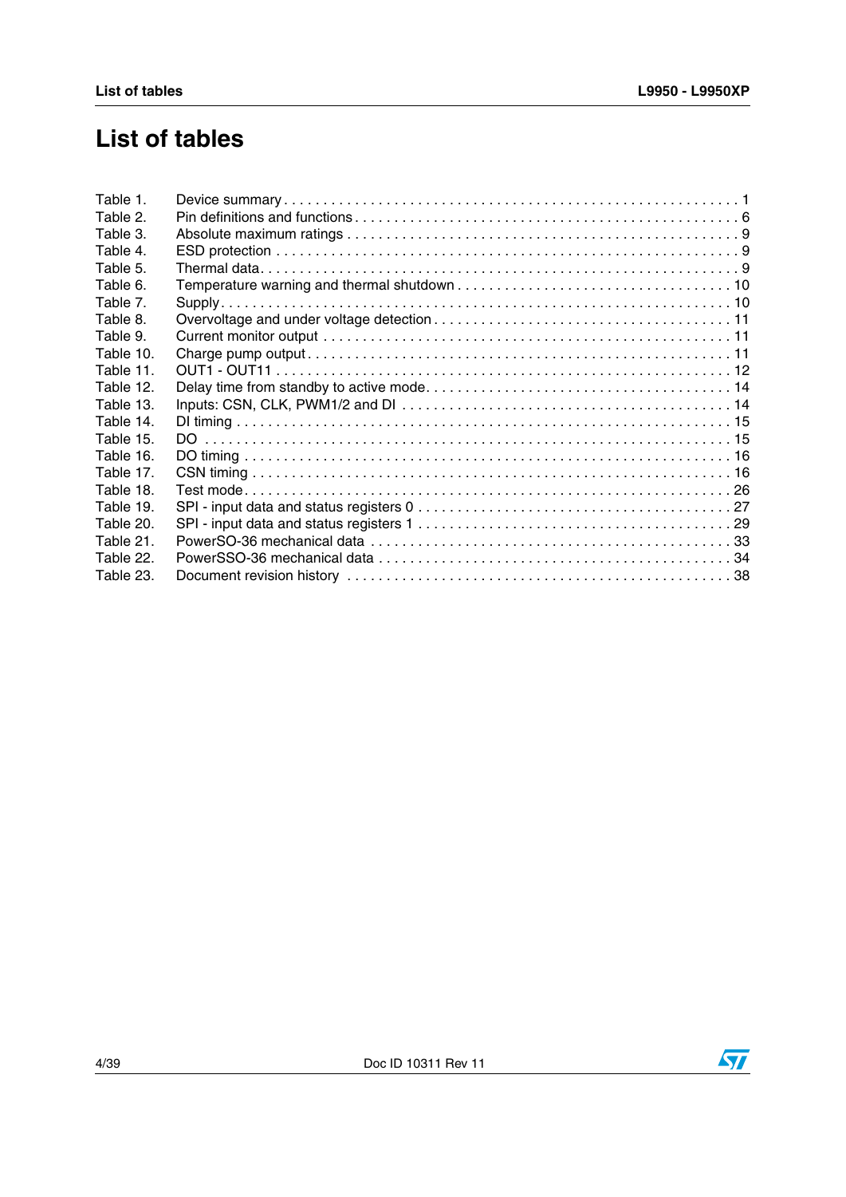# List of tables

Table 1. Device summary . . . . . . . . . . . . . . . . . . . . . . . . . . . . . . . . . . . . . . . . . . . . . . . . . . . . . . . . . 1
Table 2. Pin definitions and functions . . . . . . . . . . . . . . . . . . . . . . . . . . . . . . . . . . . . . . . . . . . . . . . . 6
Table 3. Absolute maximum ratings . . . . . . . . . . . . . . . . . . . . . . . . . . . . . . . . . . . . . . . . . . . . . . . . . . 9
Table 4. ESD protection . . . . . . . . . . . . . . . . . . . . . . . . . . . . . . . . . . . . . . . . . . . . . . . . . . . . . . . . . . 9
Table 5. Thermal data. . . . . . . . . . . . . . . . . . . . . . . . . . . . . . . . . . . . . . . . . . . . . . . . . . . . . . . . . . . . 9
Table 6. Temperature warning and thermal shutdown . . . . . . . . . . . . . . . . . . . . . . . . . . . . . . . . . . . 10
Table 7. Supply . . . . . . . . . . . . . . . . . . . . . . . . . . . . . . . . . . . . . . . . . . . . . . . . . . . . . . . . . . . . . . . . 10
Table 8. Overvoltage and under voltage detection . . . . . . . . . . . . . . . . . . . . . . . . . . . . . . . . . . . . . 11
Table 9. Current monitor output . . . . . . . . . . . . . . . . . . . . . . . . . . . . . . . . . . . . . . . . . . . . . . . . . . . . 11
Table 10. Charge pump output . . . . . . . . . . . . . . . . . . . . . . . . . . . . . . . . . . . . . . . . . . . . . . . . . . . . . 11
Table 11. OUT1 - OUT11 . . . . . . . . . . . . . . . . . . . . . . . . . . . . . . . . . . . . . . . . . . . . . . . . . . . . . . . . . 12
Table 12. Delay time from standby to active mode. . . . . . . . . . . . . . . . . . . . . . . . . . . . . . . . . . . . . . 14
Table 13. Inputs: CSN, CLK, PWM1/2 and DI . . . . . . . . . . . . . . . . . . . . . . . . . . . . . . . . . . . . . . . . . 14
Table 14. DI timing . . . . . . . . . . . . . . . . . . . . . . . . . . . . . . . . . . . . . . . . . . . . . . . . . . . . . . . . . . . . . 15
Table 15. DO . . . . . . . . . . . . . . . . . . . . . . . . . . . . . . . . . . . . . . . . . . . . . . . . . . . . . . . . . . . . . . . . . 15
Table 16. DO timing . . . . . . . . . . . . . . . . . . . . . . . . . . . . . . . . . . . . . . . . . . . . . . . . . . . . . . . . . . . . 16
Table 17. CSN timing . . . . . . . . . . . . . . . . . . . . . . . . . . . . . . . . . . . . . . . . . . . . . . . . . . . . . . . . . . . 16
Table 18. Test mode. . . . . . . . . . . . . . . . . . . . . . . . . . . . . . . . . . . . . . . . . . . . . . . . . . . . . . . . . . . . 26
Table 19. SPI - input data and status registers 0 . . . . . . . . . . . . . . . . . . . . . . . . . . . . . . . . . . . . . . . 27
Table 20. SPI - input data and status registers 1 . . . . . . . . . . . . . . . . . . . . . . . . . . . . . . . . . . . . . . . 29
Table 21. PowerSO-36 mechanical data . . . . . . . . . . . . . . . . . . . . . . . . . . . . . . . . . . . . . . . . . . . . . 33
Table 22. PowerSSO-36 mechanical data . . . . . . . . . . . . . . . . . . . . . . . . . . . . . . . . . . . . . . . . . . . . 34
Table 23. Document revision history . . . . . . . . . . . . . . . . . . . . . . . . . . . . . . . . . . . . . . . . . . . . . . . 38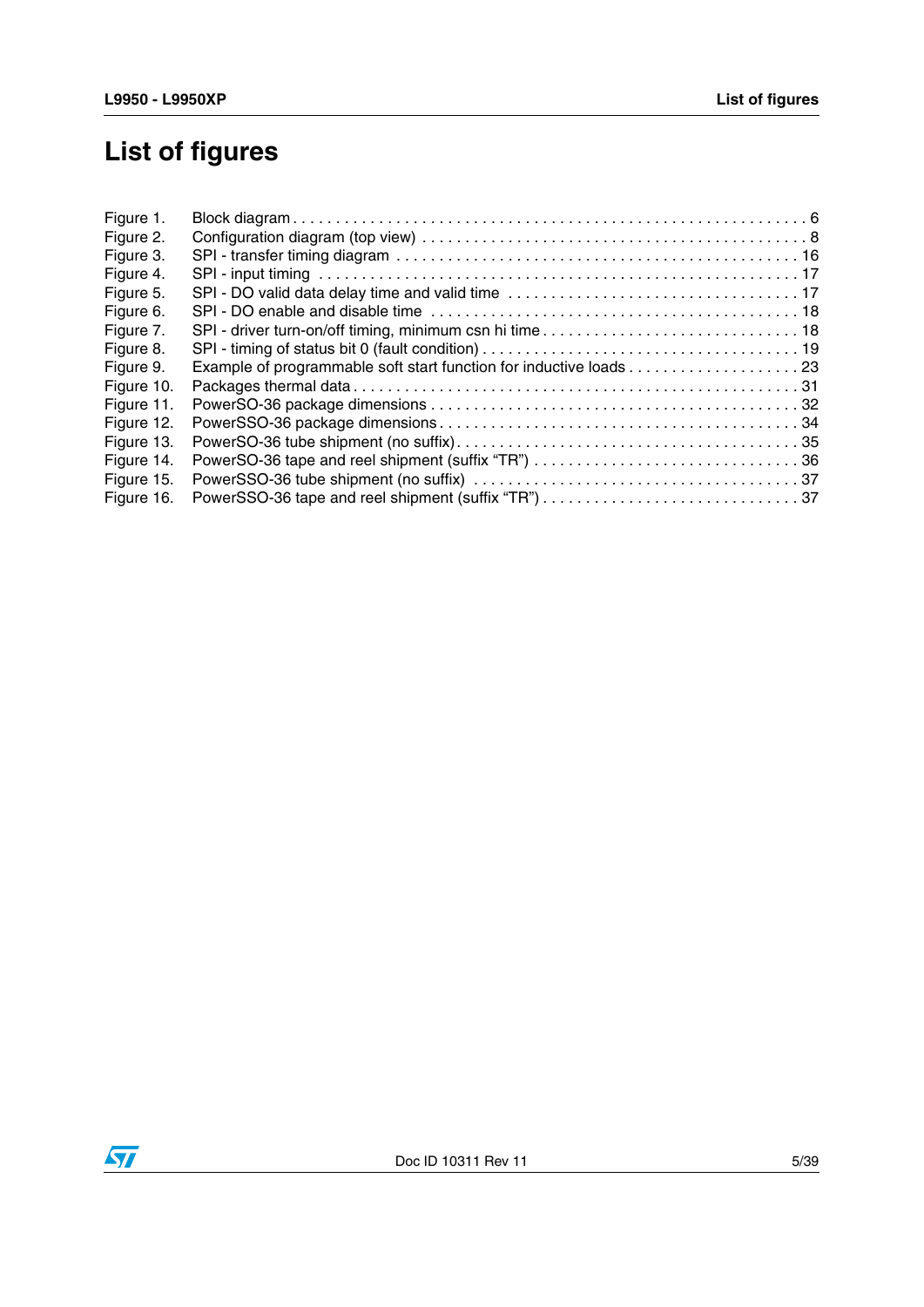# List of figures

Figure 1. Block diagram . . . . . . . . . . . . . . . . . . . . . . . . . . . . . . . . . . . . . . . . . . . . . . . . . . . . . . . . . . . . 6
Figure 2. Configuration diagram (top view) . . . . . . . . . . . . . . . . . . . . . . . . . . . . . . . . . . . . . . . . . . . 8
Figure 3. SPI - transfer timing diagram . . . . . . . . . . . . . . . . . . . . . . . . . . . . . . . . . . . . . . . . . . . . . 16
Figure 4. SPI - input timing . . . . . . . . . . . . . . . . . . . . . . . . . . . . . . . . . . . . . . . . . . . . . . . . . . . . . 17
Figure 5. SPI - DO valid data delay time and valid time . . . . . . . . . . . . . . . . . . . . . . . . . . . . . . . . . 17
Figure 6. SPI - DO enable and disable time . . . . . . . . . . . . . . . . . . . . . . . . . . . . . . . . . . . . . . . . . . 18
Figure 7. SPI - driver turn-on/off timing, minimum csn hi time . . . . . . . . . . . . . . . . . . . . . . . . . . . . . 18
Figure 8. SPI - timing of status bit 0 (fault condition) . . . . . . . . . . . . . . . . . . . . . . . . . . . . . . . . . . . . 19
Figure 9. Example of programmable soft start function for inductive loads . . . . . . . . . . . . . . . . . . . . 23
Figure 10. Packages thermal data . . . . . . . . . . . . . . . . . . . . . . . . . . . . . . . . . . . . . . . . . . . . . . . . . . 31
Figure 11. PowerSO-36 package dimensions . . . . . . . . . . . . . . . . . . . . . . . . . . . . . . . . . . . . . . . . . 32
Figure 12. PowerSSO-36 package dimensions . . . . . . . . . . . . . . . . . . . . . . . . . . . . . . . . . . . . . . . . 34
Figure 13. PowerSO-36 tube shipment (no suffix) . . . . . . . . . . . . . . . . . . . . . . . . . . . . . . . . . . . . . . 35
Figure 14. PowerSO-36 tape and reel shipment (suffix “TR”) . . . . . . . . . . . . . . . . . . . . . . . . . . . . . . . 36
Figure 15. PowerSSO-36 tube shipment (no suffix) . . . . . . . . . . . . . . . . . . . . . . . . . . . . . . . . . . . . . 37
Figure 16. PowerSSO-36 tape and reel shipment (suffix “TR”) . . . . . . . . . . . . . . . . . . . . . . . . . . . . . . 37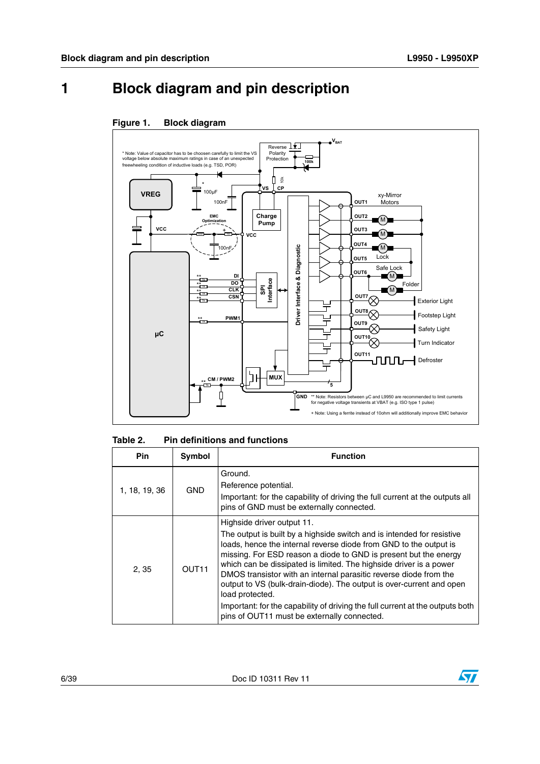# 1 Block diagram and pin description

**Figure 1. Block diagram**

**Table 2. Pin definitions and functions**

| Pin | Symbol | Function |
|---|---|---|
| 1, 18, 19, 36 | GND | Ground.<br>Reference potential.<br>Important: for the capability of driving the full current at the outputs all pins of GND must be externally connected. |
| 2, 35 | OUT11 | Highside driver output 11.<br>The output is built by a highside switch and is intended for resistive loads, hence the internal reverse diode from GND to the output is missing. For ESD reason a diode to GND is present but the energy which can be dissipated is limited. The highside driver is a power DMOS transistor with an internal parasitic reverse diode from the output to VS (bulk-drain-diode). The output is over-current and open load protected.<br>Important: for the capability of driving the full current at the outputs both pins of OUT11 must be externally connected. |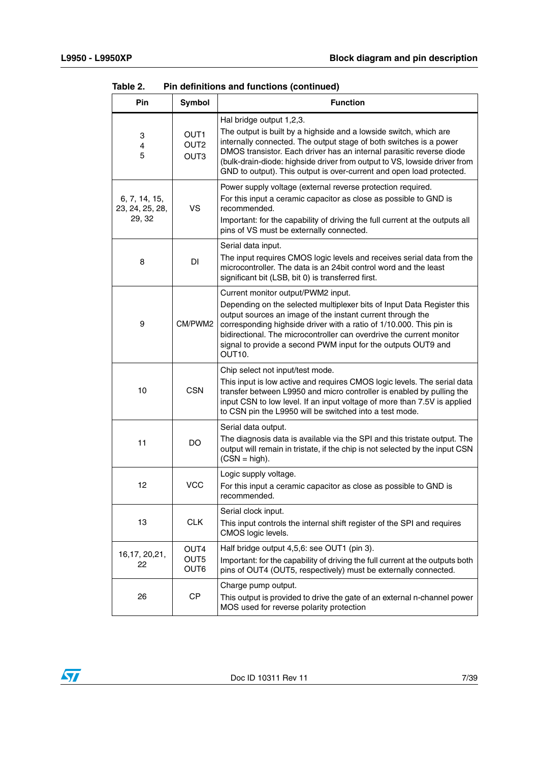Table 2. Pin definitions and functions (continued)

| Pin | Symbol | Function |
|---|---|---|
| 3<br>4<br>5 | OUT1<br>OUT2<br>OUT3 | Hal bridge output 1,2,3.<br>The output is built by a highside and a lowside switch, which are internally connected. The output stage of both switches is a power DMOS transistor. Each driver has an internal parasitic reverse diode (bulk-drain-diode: highside driver from output to VS, lowside driver from GND to output). This output is over-current and open load protected. |
| 6, 7, 14, 15, 23, 24, 25, 28, 29, 32 | VS | Power supply voltage (external reverse protection required.<br>For this input a ceramic capacitor as close as possible to GND is recommended.<br>Important: for the capability of driving the full current at the outputs all pins of VS must be externally connected. |
| 8 | DI | Serial data input.<br>The input requires CMOS logic levels and receives serial data from the microcontroller. The data is an 24bit control word and the least significant bit (LSB, bit 0) is transferred first. |
| 9 | CM/PWM2 | Current monitor output/PWM2 input.<br>Depending on the selected multiplexer bits of Input Data Register this output sources an image of the instant current through the corresponding highside driver with a ratio of 1/10.000. This pin is bidirectional. The microcontroller can overdrive the current monitor signal to provide a second PWM input for the outputs OUT9 and OUT10. |
| 10 | CSN | Chip select not input/test mode.<br>This input is low active and requires CMOS logic levels. The serial data transfer between L9950 and micro controller is enabled by pulling the input CSN to low level. If an input voltage of more than 7.5V is applied to CSN pin the L9950 will be switched into a test mode. |
| 11 | DO | Serial data output.<br>The diagnosis data is available via the SPI and this tristate output. The output will remain in tristate, if the chip is not selected by the input CSN (CSN = high). |
| 12 | VCC | Logic supply voltage.<br>For this input a ceramic capacitor as close as possible to GND is recommended. |
| 13 | CLK | Serial clock input.<br>This input controls the internal shift register of the SPI and requires CMOS logic levels. |
| 16,17, 20,21, 22 | OUT4<br>OUT5<br>OUT6 | Half bridge output 4,5,6: see OUT1 (pin 3).<br>Important: for the capability of driving the full current at the outputs both pins of OUT4 (OUT5, respectively) must be externally connected. |
| 26 | CP | Charge pump output.<br>This output is provided to drive the gate of an external n-channel power MOS used for reverse polarity protection |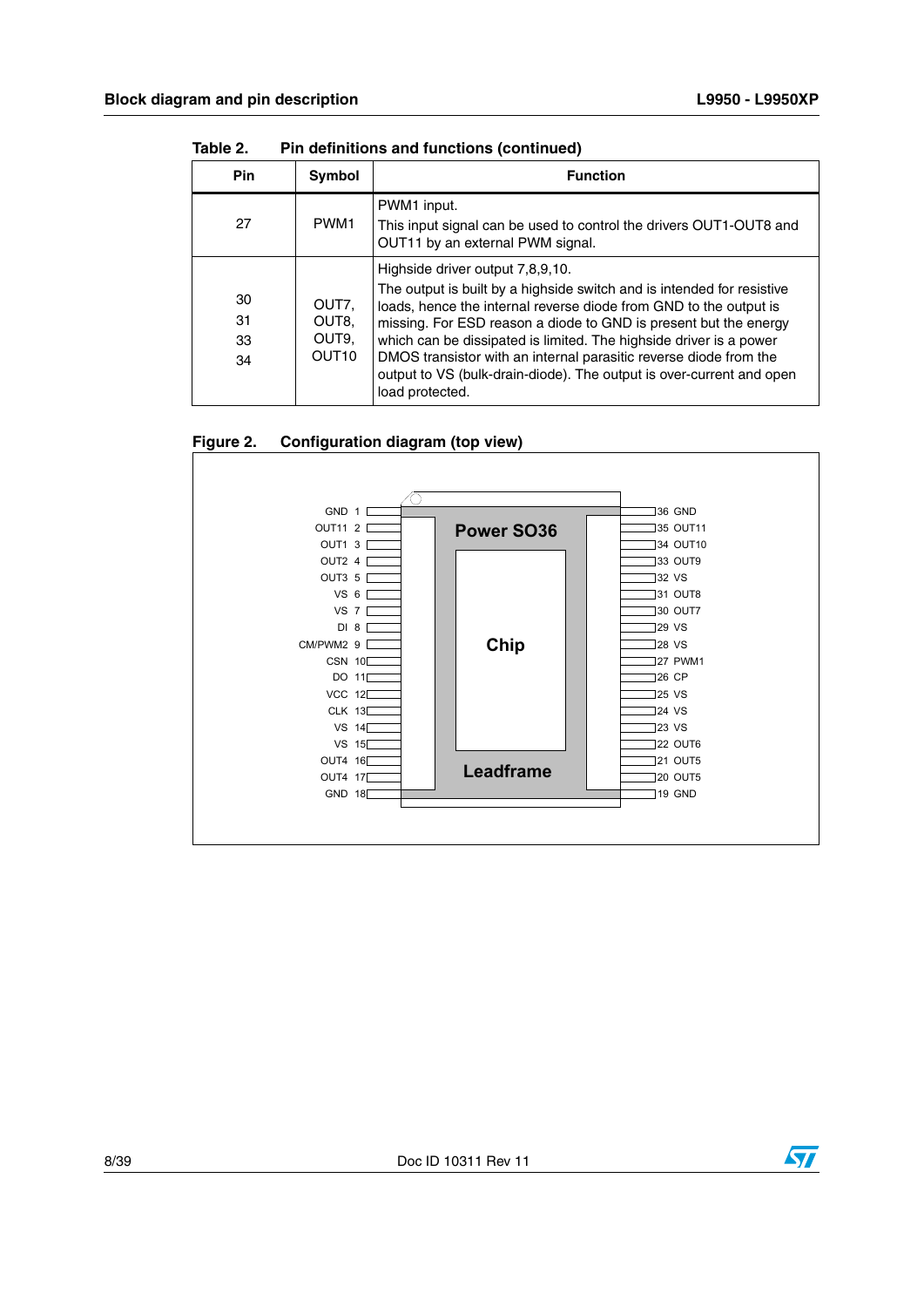**Table 2. Pin definitions and functions (continued)**

| Pin | Symbol | Function |
|---|---|---|
| 27 | PWM1 | PWM1 input.<br>This input signal can be used to control the drivers OUT1-OUT8 and OUT11 by an external PWM signal. |
| 30<br>31<br>33<br>34 | OUT7,<br>OUT8,<br>OUT9,<br>OUT10 | Highside driver output 7,8,9,10.<br>The output is built by a highside switch and is intended for resistive loads, hence the internal reverse diode from GND to the output is missing. For ESD reason a diode to GND is present but the energy which can be dissipated is limited. The highside driver is a power DMOS transistor with an internal parasitic reverse diode from the output to VS (bulk-drain-diode). The output is over-current and open load protected. |

**Figure 2. Configuration diagram (top view)**

Power SO36 — Chip — Leadframe

| Pin | Name | Pin | Name |
|---|---|---|---|
| 1 | GND | 36 | GND |
| 2 | OUT11 | 35 | OUT11 |
| 3 | OUT1 | 34 | OUT10 |
| 4 | OUT2 | 33 | OUT9 |
| 5 | OUT3 | 32 | VS |
| 6 | VS | 31 | OUT8 |
| 7 | VS | 30 | OUT7 |
| 8 | DI | 29 | VS |
| 9 | CM/PWM2 | 28 | VS |
| 10 | CSN | 27 | PWM1 |
| 11 | DO | 26 | CP |
| 12 | VCC | 25 | VS |
| 13 | CLK | 24 | VS |
| 14 | VS | 23 | VS |
| 15 | VS | 22 | OUT6 |
| 16 | OUT4 | 21 | OUT5 |
| 17 | OUT4 | 20 | OUT5 |
| 18 | GND | 19 | GND |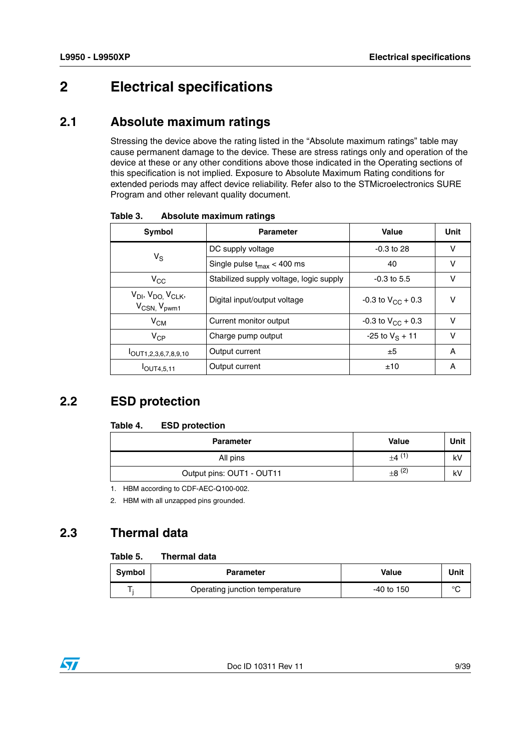# 2 Electrical specifications

## 2.1 Absolute maximum ratings

Stressing the device above the rating listed in the “Absolute maximum ratings” table may cause permanent damage to the device. These are stress ratings only and operation of the device at these or any other conditions above those indicated in the Operating sections of this specification is not implied. Exposure to Absolute Maximum Rating conditions for extended periods may affect device reliability. Refer also to the STMicroelectronics SURE Program and other relevant quality document.

**Table 3. Absolute maximum ratings**

| Symbol | Parameter | Value | Unit |
|---|---|---|---|
| $V_S$ | DC supply voltage | -0.3 to 28 | V |
| | Single pulse $t_{max}$ < 400 ms | 40 | V |
| $V_{CC}$ | Stabilized supply voltage, logic supply | -0.3 to 5.5 | V |
| $V_{DI}$, $V_{DO}$, $V_{CLK}$, $V_{CSN}$, $V_{pwm1}$ | Digital input/output voltage | -0.3 to $V_{CC}$ + 0.3 | V |
| $V_{CM}$ | Current monitor output | -0.3 to $V_{CC}$ + 0.3 | V |
| $V_{CP}$ | Charge pump output | -25 to $V_S$ + 11 | V |
| $I_{OUT1,2,3,6,7,8,9,10}$ | Output current | ±5 | A |
| $I_{OUT4,5,11}$ | Output current | ±10 | A |

## 2.2 ESD protection

**Table 4. ESD protection**

| Parameter | Value | Unit |
|---|---|---|
| All pins | ±4 [1] | kV |
| Output pins: OUT1 - OUT11 | ±8 [2] | kV |

1. HBM according to CDF-AEC-Q100-002.
2. HBM with all unzapped pins grounded.

## 2.3 Thermal data

**Table 5. Thermal data**

| Symbol | Parameter | Value | Unit |
|---|---|---|---|
| $T_j$ | Operating junction temperature | -40 to 150 | °C |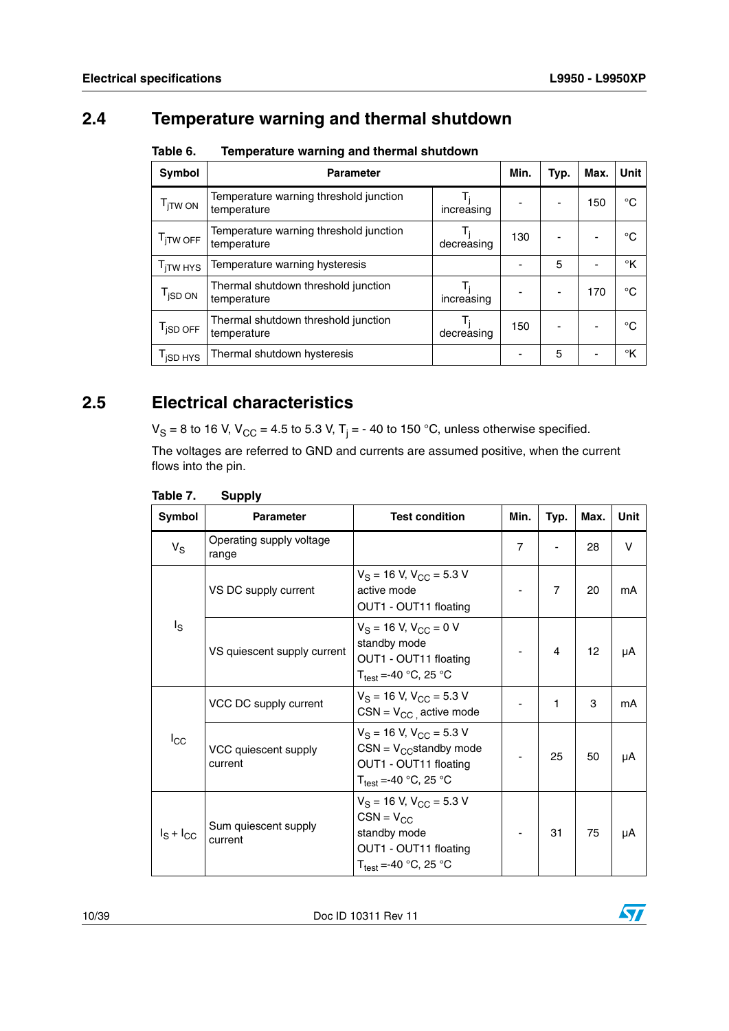## 2.4 Temperature warning and thermal shutdown

**Table 6. Temperature warning and thermal shutdown**

| Symbol | Parameter | | Min. | Typ. | Max. | Unit |
|---|---|---|---|---|---|---|
| $T_{jTW\ ON}$ | Temperature warning threshold junction temperature | $T_j$ increasing | - | - | 150 | °C |
| $T_{jTW\ OFF}$ | Temperature warning threshold junction temperature | $T_j$ decreasing | 130 | - | - | °C |
| $T_{jTW\ HYS}$ | Temperature warning hysteresis | | - | 5 | - | °K |
| $T_{jSD\ ON}$ | Thermal shutdown threshold junction temperature | $T_j$ increasing | - | - | 170 | °C |
| $T_{jSD\ OFF}$ | Thermal shutdown threshold junction temperature | $T_j$ decreasing | 150 | - | - | °C |
| $T_{jSD\ HYS}$ | Thermal shutdown hysteresis | | - | 5 | - | °K |

## 2.5 Electrical characteristics

$V_S$ = 8 to 16 V, $V_{CC}$ = 4.5 to 5.3 V, $T_j$ = - 40 to 150 °C, unless otherwise specified.

The voltages are referred to GND and currents are assumed positive, when the current flows into the pin.

**Table 7. Supply**

| Symbol | Parameter | Test condition | Min. | Typ. | Max. | Unit |
|---|---|---|---|---|---|---|
| $V_S$ | Operating supply voltage range | | 7 | - | 28 | V |
| $I_S$ | VS DC supply current | $V_S$ = 16 V, $V_{CC}$ = 5.3 V<br>active mode<br>OUT1 - OUT11 floating | - | 7 | 20 | mA |
| | VS quiescent supply current | $V_S$ = 16 V, $V_{CC}$ = 0 V<br>standby mode<br>OUT1 - OUT11 floating<br>$T_{test}$ =-40 °C, 25 °C | - | 4 | 12 | µA |
| $I_{CC}$ | VCC DC supply current | $V_S$ = 16 V, $V_{CC}$ = 5.3 V<br>CSN = $V_{CC}$, active mode | - | 1 | 3 | mA |
| | VCC quiescent supply current | $V_S$ = 16 V, $V_{CC}$ = 5.3 V<br>CSN = $V_{CC}$standby mode<br>OUT1 - OUT11 floating<br>$T_{test}$ =-40 °C, 25 °C | - | 25 | 50 | µA |
| $I_S + I_{CC}$ | Sum quiescent supply current | $V_S$ = 16 V, $V_{CC}$ = 5.3 V<br>CSN = $V_{CC}$<br>standby mode<br>OUT1 - OUT11 floating<br>$T_{test}$ =-40 °C, 25 °C | - | 31 | 75 | µA |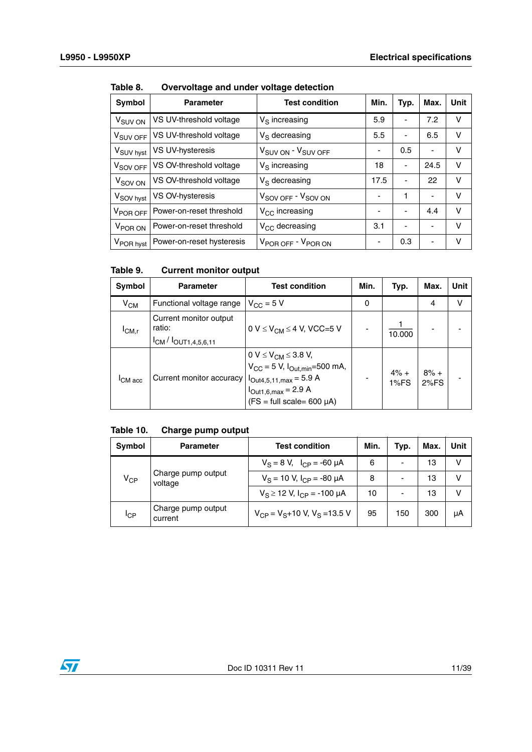**Table 8. Overvoltage and under voltage detection**

| Symbol | Parameter | Test condition | Min. | Typ. | Max. | Unit |
|---|---|---|---|---|---|---|
| $V_{SUV\ ON}$ | VS UV-threshold voltage | $V_S$ increasing | 5.9 | - | 7.2 | V |
| $V_{SUV\ OFF}$ | VS UV-threshold voltage | $V_S$ decreasing | 5.5 | - | 6.5 | V |
| $V_{SUV\ hyst}$ | VS UV-hysteresis | $V_{SUV\ ON}$ - $V_{SUV\ OFF}$ | - | 0.5 | - | V |
| $V_{SOV\ OFF}$ | VS OV-threshold voltage | $V_S$ increasing | 18 | - | 24.5 | V |
| $V_{SOV\ ON}$ | VS OV-threshold voltage | $V_S$ decreasing | 17.5 | - | 22 | V |
| $V_{SOV\ hyst}$ | VS OV-hysteresis | $V_{SOV\ OFF}$ - $V_{SOV\ ON}$ | - | 1 | - | V |
| $V_{POR\ OFF}$ | Power-on-reset threshold | $V_{CC}$ increasing | - | - | 4.4 | V |
| $V_{POR\ ON}$ | Power-on-reset threshold | $V_{CC}$ decreasing | 3.1 | - | - | V |
| $V_{POR\ hyst}$ | Power-on-reset hysteresis | $V_{POR\ OFF}$ - $V_{POR\ ON}$ | - | 0.3 | - | V |

**Table 9. Current monitor output**

| Symbol | Parameter | Test condition | Min. | Typ. | Max. | Unit |
|---|---|---|---|---|---|---|
| $V_{CM}$ | Functional voltage range | $V_{CC}$ = 5 V | 0 | | 4 | V |
| $I_{CM,r}$ | Current monitor output ratio: $I_{CM}$ / $I_{OUT1,4,5,6,11}$ | 0 V ≤ $V_{CM}$ ≤ 4 V, VCC=5 V | - | $\frac{1}{10.000}$ | - | - |
| $I_{CM\ acc}$ | Current monitor accuracy | 0 V ≤ $V_{CM}$ ≤ 3.8 V, $V_{CC}$ = 5 V, $I_{Out,min}$=500 mA, $I_{Out4,5,11,max}$ = 5.9 A, $I_{Out1,6,max}$ = 2.9 A (FS = full scale= 600 µA) | - | 4% + 1%FS | 8% + 2%FS | - |

**Table 10. Charge pump output**

| Symbol | Parameter | Test condition | Min. | Typ. | Max. | Unit |
|---|---|---|---|---|---|---|
| $V_{CP}$ | Charge pump output voltage | $V_S$ = 8 V, $I_{CP}$ = -60 µA | 6 | - | 13 | V |
| | | $V_S$ = 10 V, $I_{CP}$ = -80 µA | 8 | - | 13 | V |
| | | $V_S$ ≥ 12 V, $I_{CP}$ = -100 µA | 10 | - | 13 | V |
| $I_{CP}$ | Charge pump output current | $V_{CP}$ = $V_S$+10 V, $V_S$ =13.5 V | 95 | 150 | 300 | µA |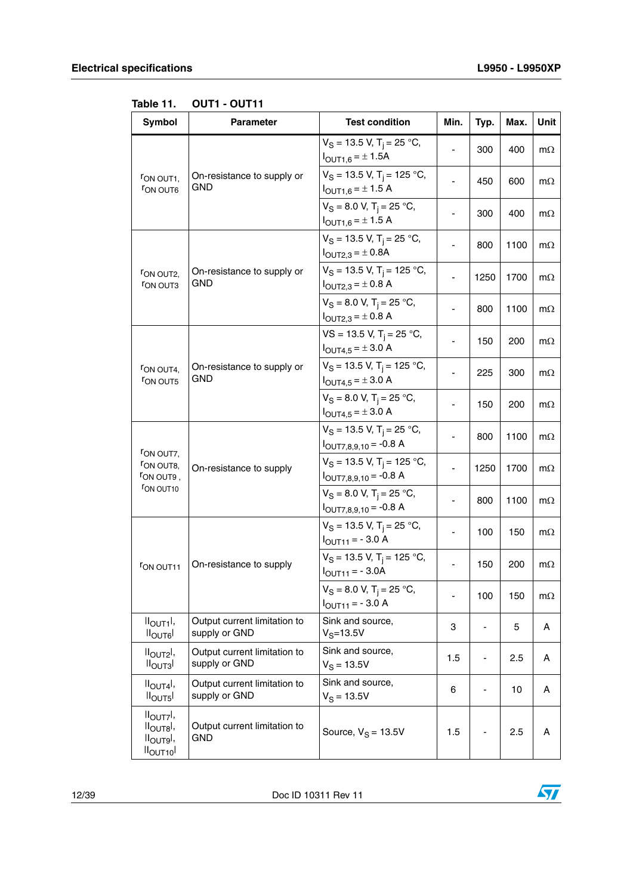**Table 11. OUT1 - OUT11**

| Symbol | Parameter | Test condition | Min. | Typ. | Max. | Unit |
|---|---|---|---|---|---|---|
| $r_{ON\ OUT1}$, $r_{ON\ OUT6}$ | On-resistance to supply or GND | $V_S$ = 13.5 V, $T_j$ = 25 °C, $I_{OUT1,6}$ = ± 1.5A | - | 300 | 400 | mΩ |
| | | $V_S$ = 13.5 V, $T_j$ = 125 °C, $I_{OUT1,6}$ = ± 1.5 A | - | 450 | 600 | mΩ |
| | | $V_S$ = 8.0 V, $T_j$ = 25 °C, $I_{OUT1,6}$ = ± 1.5 A | - | 300 | 400 | mΩ |
| $r_{ON\ OUT2}$, $r_{ON\ OUT3}$ | On-resistance to supply or GND | $V_S$ = 13.5 V, $T_j$ = 25 °C, $I_{OUT2,3}$ = ± 0.8A | - | 800 | 1100 | mΩ |
| | | $V_S$ = 13.5 V, $T_j$ = 125 °C, $I_{OUT2,3}$ = ± 0.8 A | - | 1250 | 1700 | mΩ |
| | | $V_S$ = 8.0 V, $T_j$ = 25 °C, $I_{OUT2,3}$ = ± 0.8 A | - | 800 | 1100 | mΩ |
| $r_{ON\ OUT4}$, $r_{ON\ OUT5}$ | On-resistance to supply or GND | VS = 13.5 V, $T_j$ = 25 °C, $I_{OUT4,5}$ = ± 3.0 A | - | 150 | 200 | mΩ |
| | | $V_S$ = 13.5 V, $T_j$ = 125 °C, $I_{OUT4,5}$ = ± 3.0 A | - | 225 | 300 | mΩ |
| | | $V_S$ = 8.0 V, $T_j$ = 25 °C, $I_{OUT4,5}$ = ± 3.0 A | - | 150 | 200 | mΩ |
| $r_{ON\ OUT7}$, $r_{ON\ OUT8}$, $r_{ON\ OUT9}$, $r_{ON\ OUT10}$ | On-resistance to supply | $V_S$ = 13.5 V, $T_j$ = 25 °C, $I_{OUT7,8,9,10}$ = -0.8 A | - | 800 | 1100 | mΩ |
| | | $V_S$ = 13.5 V, $T_j$ = 125 °C, $I_{OUT7,8,9,10}$ = -0.8 A | - | 1250 | 1700 | mΩ |
| | | $V_S$ = 8.0 V, $T_j$ = 25 °C, $I_{OUT7,8,9,10}$ = -0.8 A | - | 800 | 1100 | mΩ |
| $r_{ON\ OUT11}$ | On-resistance to supply | $V_S$ = 13.5 V, $T_j$ = 25 °C, $I_{OUT11}$ = - 3.0 A | - | 100 | 150 | mΩ |
| | | $V_S$ = 13.5 V, $T_j$ = 125 °C, $I_{OUT11}$ = - 3.0A | - | 150 | 200 | mΩ |
| | | $V_S$ = 8.0 V, $T_j$ = 25 °C, $I_{OUT11}$ = - 3.0 A | - | 100 | 150 | mΩ |
| $\|I_{OUT1}\|$, $\|I_{OUT6}\|$ | Output current limitation to supply or GND | Sink and source, $V_S$=13.5V | 3 | - | 5 | A |
| $\|I_{OUT2}\|$, $\|I_{OUT3}\|$ | Output current limitation to supply or GND | Sink and source, $V_S$ = 13.5V | 1.5 | - | 2.5 | A |
| $\|I_{OUT4}\|$, $\|I_{OUT5}\|$ | Output current limitation to supply or GND | Sink and source, $V_S$ = 13.5V | 6 | - | 10 | A |
| $\|I_{OUT7}\|$, $\|I_{OUT8}\|$, $\|I_{OUT9}\|$, $\|I_{OUT10}\|$ | Output current limitation to GND | Source, $V_S$ = 13.5V | 1.5 | - | 2.5 | A |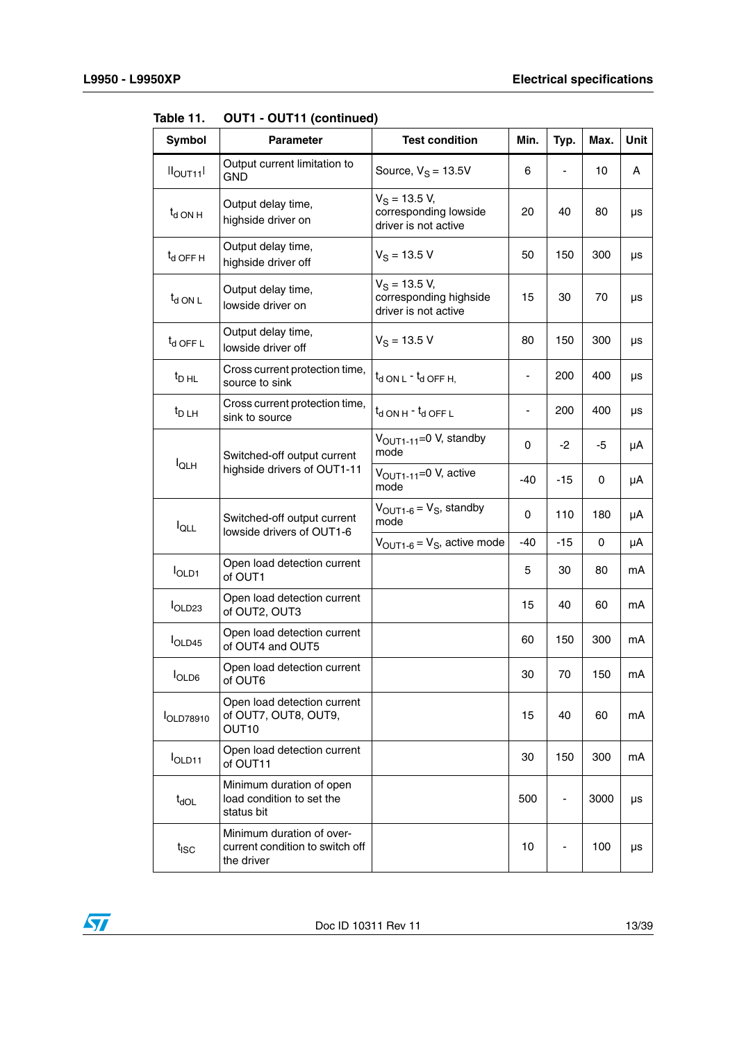Table 11. OUT1 - OUT11 (continued)

| Symbol | Parameter | Test condition | Min. | Typ. | Max. | Unit |
|---|---|---|---|---|---|---|
| $\|I_{OUT11}\|$ | Output current limitation to GND | Source, $V_S$ = 13.5V | 6 | - | 10 | A |
| $t_{d\ ON\ H}$ | Output delay time, highside driver on | $V_S$ = 13.5 V, corresponding lowside driver is not active | 20 | 40 | 80 | µs |
| $t_{d\ OFF\ H}$ | Output delay time, highside driver off | $V_S$ = 13.5 V | 50 | 150 | 300 | µs |
| $t_{d\ ON\ L}$ | Output delay time, lowside driver on | $V_S$ = 13.5 V, corresponding highside driver is not active | 15 | 30 | 70 | µs |
| $t_{d\ OFF\ L}$ | Output delay time, lowside driver off | $V_S$ = 13.5 V | 80 | 150 | 300 | µs |
| $t_{D\ HL}$ | Cross current protection time, source to sink | $t_{d\ ON\ L}$ - $t_{d\ OFF\ H}$, | - | 200 | 400 | µs |
| $t_{D\ LH}$ | Cross current protection time, sink to source | $t_{d\ ON\ H}$ - $t_{d\ OFF\ L}$ | - | 200 | 400 | µs |
| $I_{QLH}$ | Switched-off output current highside drivers of OUT1-11 | $V_{OUT1-11}$=0 V, standby mode | 0 | -2 | -5 | µA |
| | | $V_{OUT1-11}$=0 V, active mode | -40 | -15 | 0 | µA |
| $I_{QLL}$ | Switched-off output current lowside drivers of OUT1-6 | $V_{OUT1-6}$ = $V_S$, standby mode | 0 | 110 | 180 | µA |
| | | $V_{OUT1-6}$ = $V_S$, active mode | -40 | -15 | 0 | µA |
| $I_{OLD1}$ | Open load detection current of OUT1 | | 5 | 30 | 80 | mA |
| $I_{OLD23}$ | Open load detection current of OUT2, OUT3 | | 15 | 40 | 60 | mA |
| $I_{OLD45}$ | Open load detection current of OUT4 and OUT5 | | 60 | 150 | 300 | mA |
| $I_{OLD6}$ | Open load detection current of OUT6 | | 30 | 70 | 150 | mA |
| $I_{OLD78910}$ | Open load detection current of OUT7, OUT8, OUT9, OUT10 | | 15 | 40 | 60 | mA |
| $I_{OLD11}$ | Open load detection current of OUT11 | | 30 | 150 | 300 | mA |
| $t_{dOL}$ | Minimum duration of open load condition to set the status bit | | 500 | - | 3000 | µs |
| $t_{ISC}$ | Minimum duration of over-current condition to switch off the driver | | 10 | - | 100 | µs |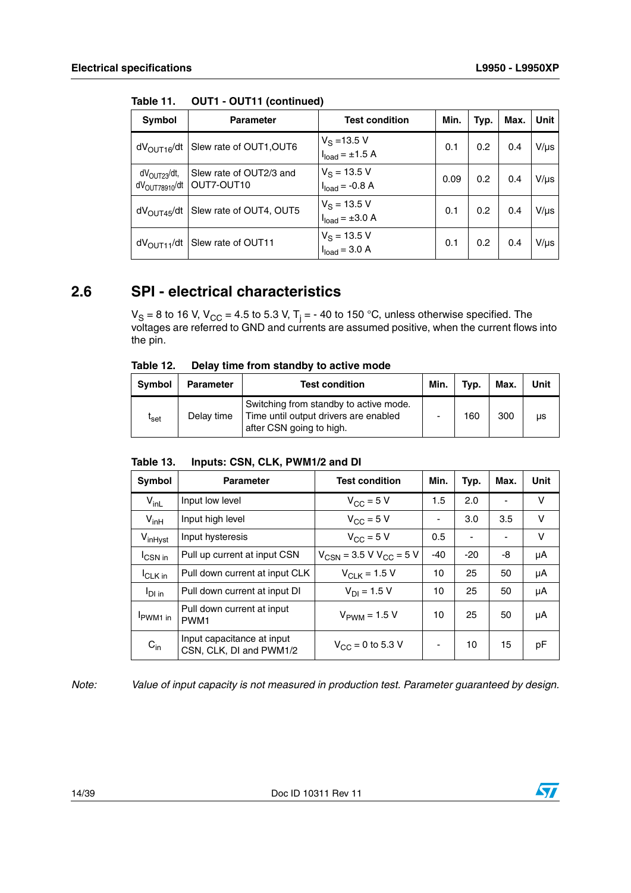**Table 11. OUT1 - OUT11 (continued)**

| Symbol | Parameter | Test condition | Min. | Typ. | Max. | Unit |
|---|---|---|---|---|---|---|
| $dV_{OUT16}/dt$ | Slew rate of OUT1,OUT6 | $V_S$ =13.5 V<br>$I_{load}$ = ±1.5 A | 0.1 | 0.2 | 0.4 | V/µs |
| $dV_{OUT23}/dt$,<br>$dV_{OUT78910}/dt$ | Slew rate of OUT2/3 and OUT7-OUT10 | $V_S$ = 13.5 V<br>$I_{load}$ = -0.8 A | 0.09 | 0.2 | 0.4 | V/µs |
| $dV_{OUT45}/dt$ | Slew rate of OUT4, OUT5 | $V_S$ = 13.5 V<br>$I_{load}$ = ±3.0 A | 0.1 | 0.2 | 0.4 | V/µs |
| $dV_{OUT11}/dt$ | Slew rate of OUT11 | $V_S$ = 13.5 V<br>$I_{load}$ = 3.0 A | 0.1 | 0.2 | 0.4 | V/µs |

## 2.6 SPI - electrical characteristics

$V_S$ = 8 to 16 V, $V_{CC}$ = 4.5 to 5.3 V, $T_j$ = - 40 to 150 °C, unless otherwise specified. The voltages are referred to GND and currents are assumed positive, when the current flows into the pin.

**Table 12. Delay time from standby to active mode**

| Symbol | Parameter | Test condition | Min. | Typ. | Max. | Unit |
|---|---|---|---|---|---|---|
| $t_{set}$ | Delay time | Switching from standby to active mode. Time until output drivers are enabled after CSN going to high. | - | 160 | 300 | µs |

**Table 13. Inputs: CSN, CLK, PWM1/2 and DI**

| Symbol | Parameter | Test condition | Min. | Typ. | Max. | Unit |
|---|---|---|---|---|---|---|
| $V_{inL}$ | Input low level | $V_{CC}$ = 5 V | 1.5 | 2.0 | - | V |
| $V_{inH}$ | Input high level | $V_{CC}$ = 5 V | - | 3.0 | 3.5 | V |
| $V_{inHyst}$ | Input hysteresis | $V_{CC}$ = 5 V | 0.5 | - | - | V |
| $I_{CSN\ in}$ | Pull up current at input CSN | $V_{CSN}$ = 3.5 V $V_{CC}$ = 5 V | -40 | -20 | -8 | µA |
| $I_{CLK\ in}$ | Pull down current at input CLK | $V_{CLK}$ = 1.5 V | 10 | 25 | 50 | µA |
| $I_{DI\ in}$ | Pull down current at input DI | $V_{DI}$ = 1.5 V | 10 | 25 | 50 | µA |
| $I_{PWM1\ in}$ | Pull down current at input PWM1 | $V_{PWM}$ = 1.5 V | 10 | 25 | 50 | µA |
| $C_{in}$ | Input capacitance at input CSN, CLK, DI and PWM1/2 | $V_{CC}$ = 0 to 5.3 V | - | 10 | 15 | pF |

Note: *Value of input capacity is not measured in production test. Parameter guaranteed by design.*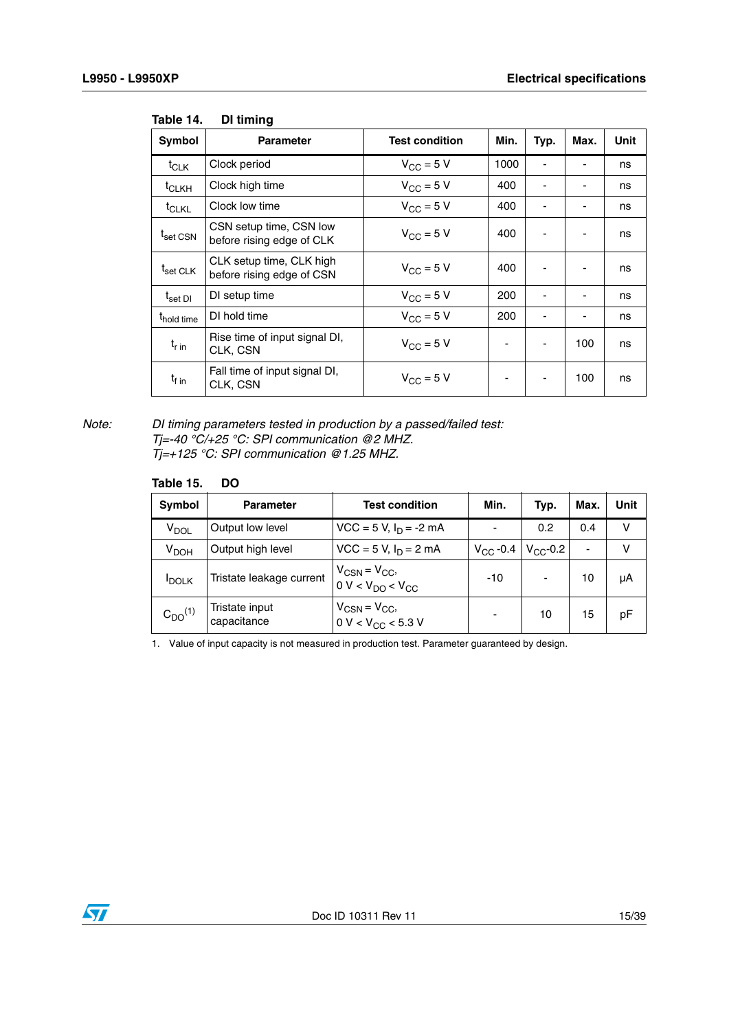Table 14. DI timing

| Symbol | Parameter | Test condition | Min. | Typ. | Max. | Unit |
|---|---|---|---|---|---|---|
| $t_{CLK}$ | Clock period | $V_{CC} = 5$ V | 1000 | - | - | ns |
| $t_{CLKH}$ | Clock high time | $V_{CC} = 5$ V | 400 | - | - | ns |
| $t_{CLKL}$ | Clock low time | $V_{CC} = 5$ V | 400 | - | - | ns |
| $t_{set\ CSN}$ | CSN setup time, CSN low before rising edge of CLK | $V_{CC} = 5$ V | 400 | - | - | ns |
| $t_{set\ CLK}$ | CLK setup time, CLK high before rising edge of CSN | $V_{CC} = 5$ V | 400 | - | - | ns |
| $t_{set\ DI}$ | DI setup time | $V_{CC} = 5$ V | 200 | - | - | ns |
| $t_{hold\ time}$ | DI hold time | $V_{CC} = 5$ V | 200 | - | - | ns |
| $t_{r\ in}$ | Rise time of input signal DI, CLK, CSN | $V_{CC} = 5$ V | - | - | 100 | ns |
| $t_{f\ in}$ | Fall time of input signal DI, CLK, CSN | $V_{CC} = 5$ V | - | - | 100 | ns |

Note: *DI timing parameters tested in production by a passed/failed test:*
*Tj=-40 °C/+25 °C: SPI communication @2 MHZ.*
*Tj=+125 °C: SPI communication @1.25 MHZ.*

Table 15. DO

| Symbol | Parameter | Test condition | Min. | Typ. | Max. | Unit |
|---|---|---|---|---|---|---|
| $V_{DOL}$ | Output low level | VCC = 5 V, $I_D = -2$ mA | - | 0.2 | 0.4 | V |
| $V_{DOH}$ | Output high level | VCC = 5 V, $I_D = 2$ mA | $V_{CC}$ -0.4 | $V_{CC}$-0.2 | - | V |
| $I_{DOLK}$ | Tristate leakage current | $V_{CSN} = V_{CC}$, $0\ V < V_{DO} < V_{CC}$ | -10 | - | 10 | µA |
| $C_{DO}$(1) | Tristate input capacitance | $V_{CSN} = V_{CC}$, $0\ V < V_{CC} < 5.3\ V$ | - | 10 | 15 | pF |

1. Value of input capacity is not measured in production test. Parameter guaranteed by design.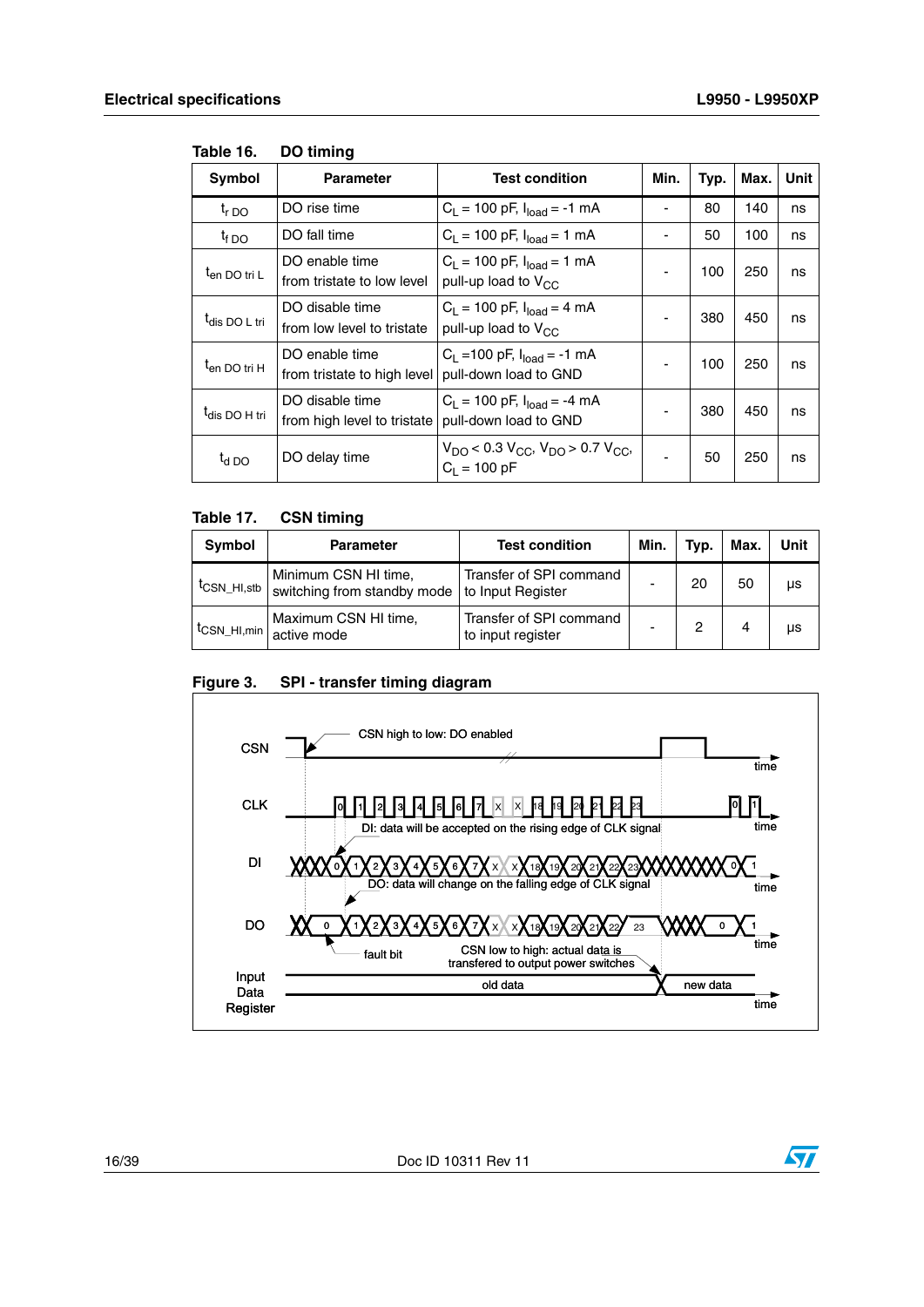Table 16. DO timing

| Symbol | Parameter | Test condition | Min. | Typ. | Max. | Unit |
|---|---|---|---|---|---|---|
| $t_{r\ DO}$ | DO rise time | $C_L$ = 100 pF, $I_{load}$ = -1 mA | - | 80 | 140 | ns |
| $t_{f\ DO}$ | DO fall time | $C_L$ = 100 pF, $I_{load}$ = 1 mA | - | 50 | 100 | ns |
| $t_{en\ DO\ tri\ L}$ | DO enable time from tristate to low level | $C_L$ = 100 pF, $I_{load}$ = 1 mA pull-up load to $V_{CC}$ | - | 100 | 250 | ns |
| $t_{dis\ DO\ L\ tri}$ | DO disable time from low level to tristate | $C_L$ = 100 pF, $I_{load}$ = 4 mA pull-up load to $V_{CC}$ | - | 380 | 450 | ns |
| $t_{en\ DO\ tri\ H}$ | DO enable time from tristate to high level | $C_L$ =100 pF, $I_{load}$ = -1 mA pull-down load to GND | - | 100 | 250 | ns |
| $t_{dis\ DO\ H\ tri}$ | DO disable time from high level to tristate | $C_L$ = 100 pF, $I_{load}$ = -4 mA pull-down load to GND | - | 380 | 450 | ns |
| $t_{d\ DO}$ | DO delay time | $V_{DO}$ < 0.3 $V_{CC}$, $V_{DO}$ > 0.7 $V_{CC}$, $C_L$ = 100 pF | - | 50 | 250 | ns |

Table 17. CSN timing

| Symbol | Parameter | Test condition | Min. | Typ. | Max. | Unit |
|---|---|---|---|---|---|---|
| $t_{CSN\_HI,stb}$ | Minimum CSN HI time, switching from standby mode | Transfer of SPI command to Input Register | - | 20 | 50 | µs |
| $t_{CSN\_HI,min}$ | Maximum CSN HI time, active mode | Transfer of SPI command to input register | - | 2 | 4 | µs |

Figure 3. SPI - transfer timing diagram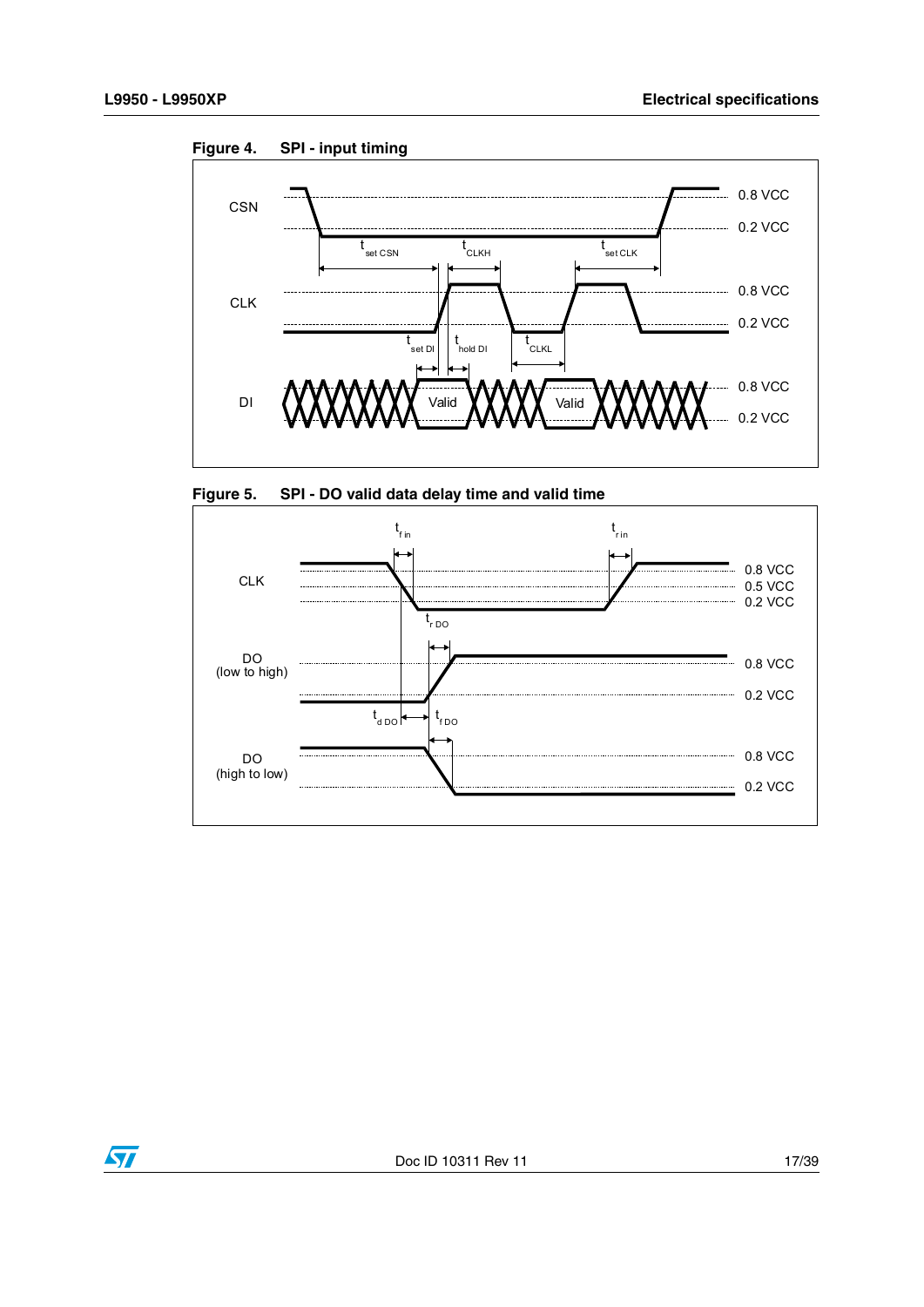Figure 4. SPI - input timing

Figure 5. SPI - DO valid data delay time and valid time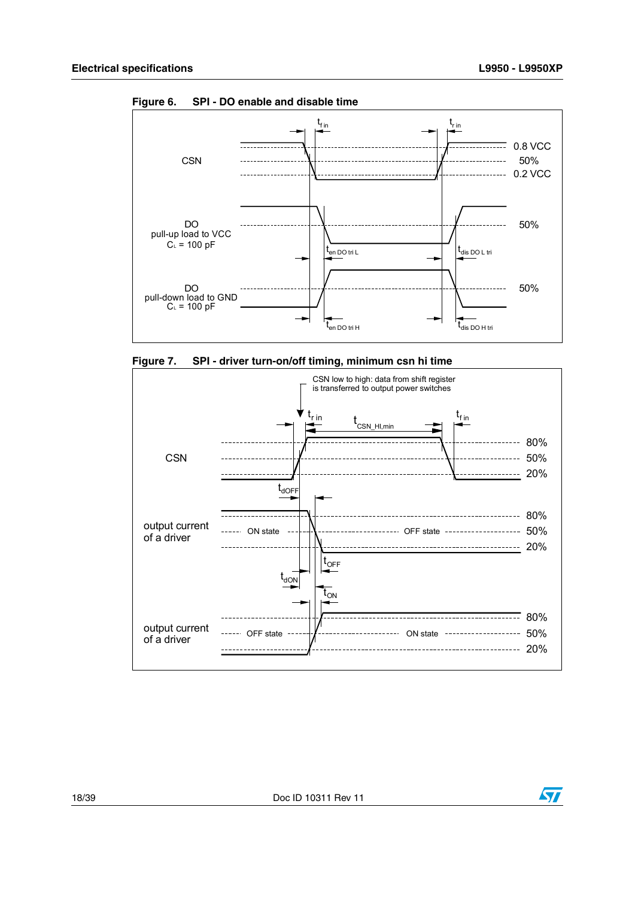**Figure 6. SPI - DO enable and disable time**

**Figure 7. SPI - driver turn-on/off timing, minimum csn hi time**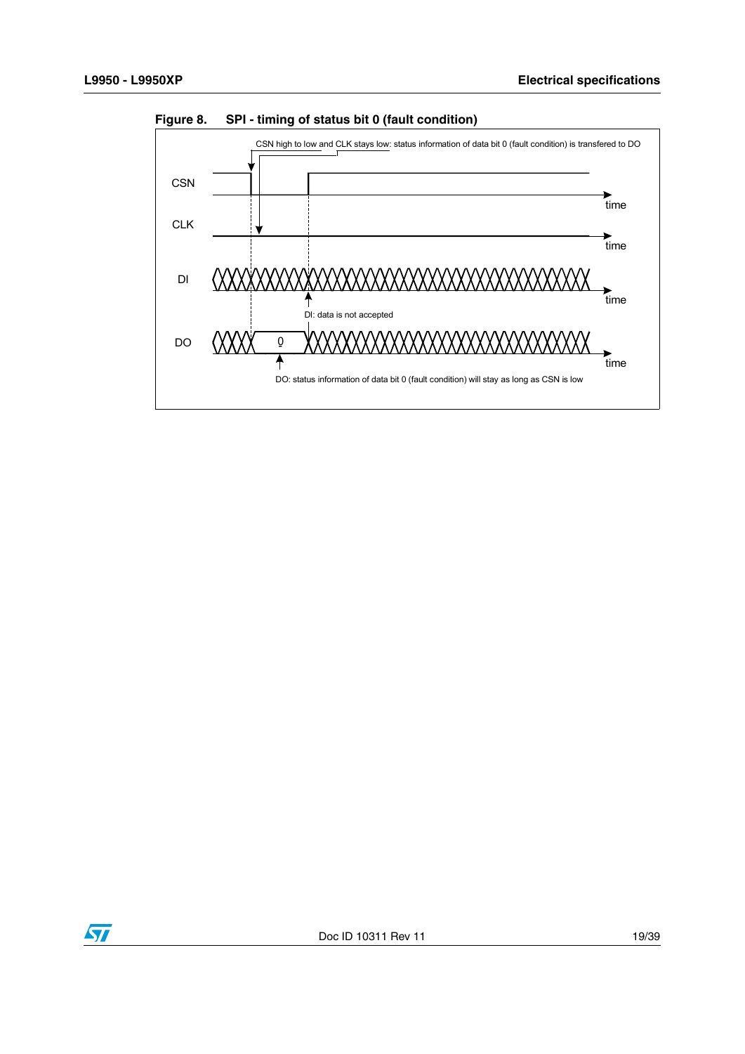Figure 8. SPI - timing of status bit 0 (fault condition)

CSN high to low and CLK stays low: status information of data bit 0 (fault condition) is transfered to DO

CSN

CLK

DI

DO

time

DI: data is not accepted

0

DO: status information of data bit 0 (fault condition) will stay as long as CSN is low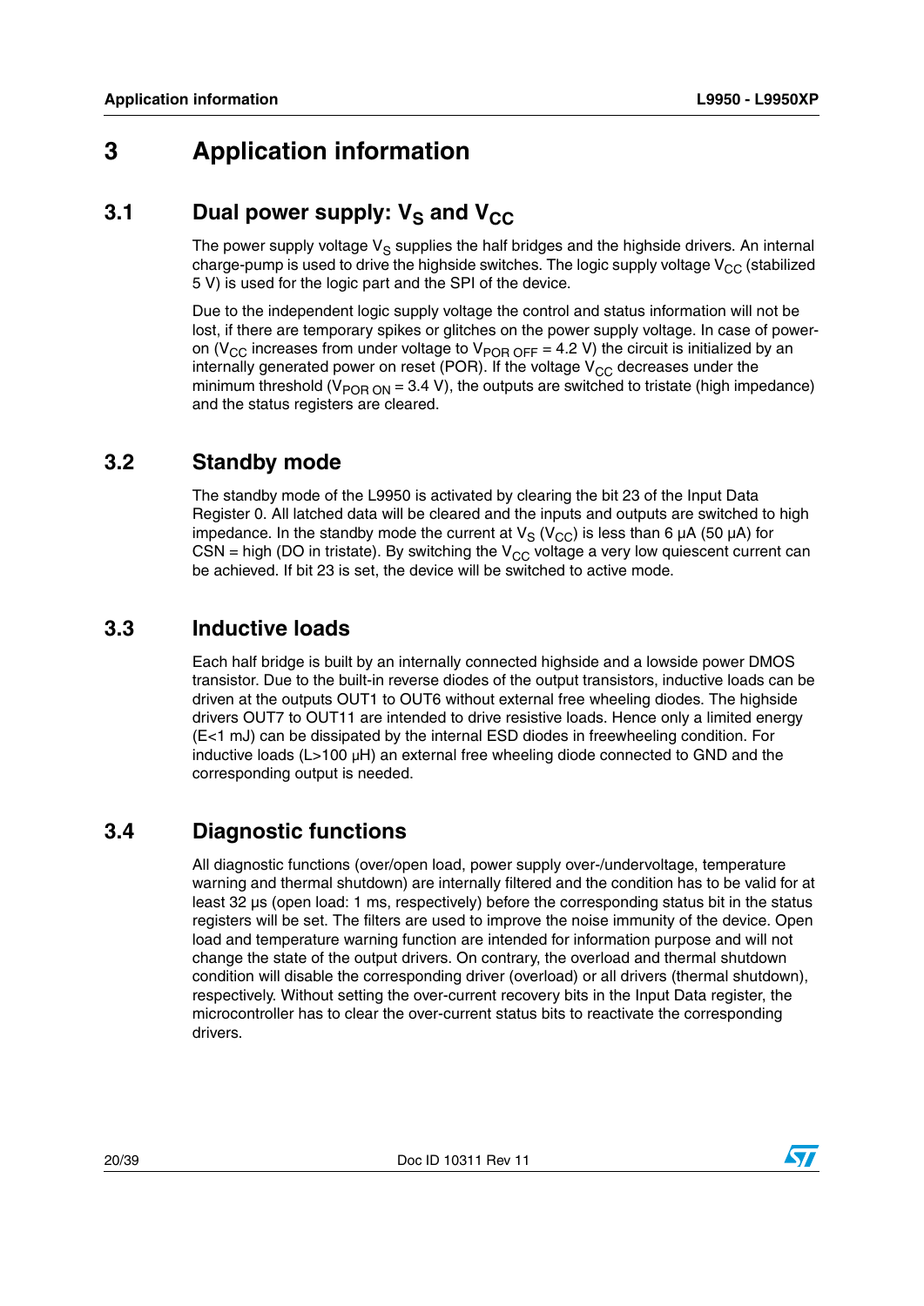# 3 Application information

## 3.1 Dual power supply: $V_S$ and $V_{CC}$

The power supply voltage $V_S$ supplies the half bridges and the highside drivers. An internal charge-pump is used to drive the highside switches. The logic supply voltage $V_{CC}$ (stabilized 5 V) is used for the logic part and the SPI of the device.

Due to the independent logic supply voltage the control and status information will not be lost, if there are temporary spikes or glitches on the power supply voltage. In case of power-on ($V_{CC}$ increases from under voltage to $V_{POR\ OFF}$ = 4.2 V) the circuit is initialized by an internally generated power on reset (POR). If the voltage $V_{CC}$ decreases under the minimum threshold ($V_{POR\ ON}$ = 3.4 V), the outputs are switched to tristate (high impedance) and the status registers are cleared.

## 3.2 Standby mode

The standby mode of the L9950 is activated by clearing the bit 23 of the Input Data Register 0. All latched data will be cleared and the inputs and outputs are switched to high impedance. In the standby mode the current at $V_S$ ($V_{CC}$) is less than 6 µA (50 µA) for CSN = high (DO in tristate). By switching the $V_{CC}$ voltage a very low quiescent current can be achieved. If bit 23 is set, the device will be switched to active mode.

## 3.3 Inductive loads

Each half bridge is built by an internally connected highside and a lowside power DMOS transistor. Due to the built-in reverse diodes of the output transistors, inductive loads can be driven at the outputs OUT1 to OUT6 without external free wheeling diodes. The highside drivers OUT7 to OUT11 are intended to drive resistive loads. Hence only a limited energy (E<1 mJ) can be dissipated by the internal ESD diodes in freewheeling condition. For inductive loads (L>100 µH) an external free wheeling diode connected to GND and the corresponding output is needed.

## 3.4 Diagnostic functions

All diagnostic functions (over/open load, power supply over-/undervoltage, temperature warning and thermal shutdown) are internally filtered and the condition has to be valid for at least 32 µs (open load: 1 ms, respectively) before the corresponding status bit in the status registers will be set. The filters are used to improve the noise immunity of the device. Open load and temperature warning function are intended for information purpose and will not change the state of the output drivers. On contrary, the overload and thermal shutdown condition will disable the corresponding driver (overload) or all drivers (thermal shutdown), respectively. Without setting the over-current recovery bits in the Input Data register, the microcontroller has to clear the over-current status bits to reactivate the corresponding drivers.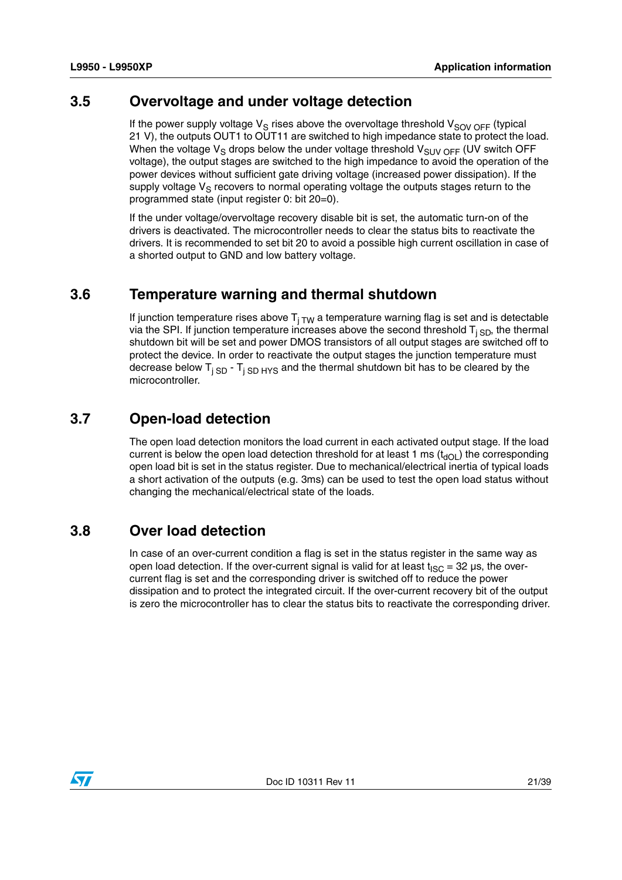## 3.5 Overvoltage and under voltage detection

If the power supply voltage $V_S$ rises above the overvoltage threshold $V_{SOV\ OFF}$ (typical 21 V), the outputs OUT1 to OUT11 are switched to high impedance state to protect the load. When the voltage $V_S$ drops below the under voltage threshold $V_{SUV\ OFF}$ (UV switch OFF voltage), the output stages are switched to the high impedance to avoid the operation of the power devices without sufficient gate driving voltage (increased power dissipation). If the supply voltage $V_S$ recovers to normal operating voltage the outputs stages return to the programmed state (input register 0: bit 20=0).

If the under voltage/overvoltage recovery disable bit is set, the automatic turn-on of the drivers is deactivated. The microcontroller needs to clear the status bits to reactivate the drivers. It is recommended to set bit 20 to avoid a possible high current oscillation in case of a shorted output to GND and low battery voltage.

## 3.6 Temperature warning and thermal shutdown

If junction temperature rises above $T_{j\ TW}$ a temperature warning flag is set and is detectable via the SPI. If junction temperature increases above the second threshold $T_{j\ SD}$, the thermal shutdown bit will be set and power DMOS transistors of all output stages are switched off to protect the device. In order to reactivate the output stages the junction temperature must decrease below $T_{j\ SD}$ - $T_{j\ SD\ HYS}$ and the thermal shutdown bit has to be cleared by the microcontroller.

## 3.7 Open-load detection

The open load detection monitors the load current in each activated output stage. If the load current is below the open load detection threshold for at least 1 ms ($t_{dOL}$) the corresponding open load bit is set in the status register. Due to mechanical/electrical inertia of typical loads a short activation of the outputs (e.g. 3ms) can be used to test the open load status without changing the mechanical/electrical state of the loads.

## 3.8 Over load detection

In case of an over-current condition a flag is set in the status register in the same way as open load detection. If the over-current signal is valid for at least $t_{ISC}$ = 32 µs, the over-current flag is set and the corresponding driver is switched off to reduce the power dissipation and to protect the integrated circuit. If the over-current recovery bit of the output is zero the microcontroller has to clear the status bits to reactivate the corresponding driver.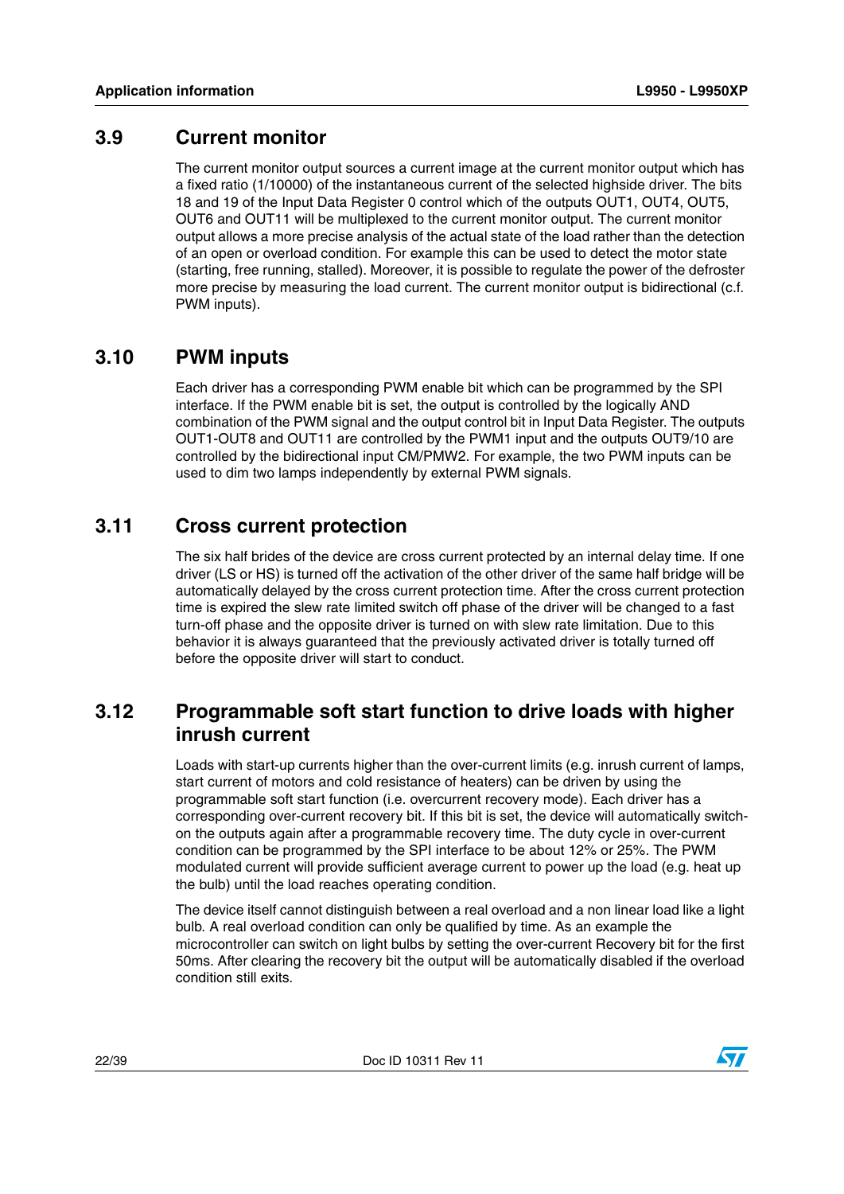## 3.9 Current monitor

The current monitor output sources a current image at the current monitor output which has a fixed ratio (1/10000) of the instantaneous current of the selected highside driver. The bits 18 and 19 of the Input Data Register 0 control which of the outputs OUT1, OUT4, OUT5, OUT6 and OUT11 will be multiplexed to the current monitor output. The current monitor output allows a more precise analysis of the actual state of the load rather than the detection of an open or overload condition. For example this can be used to detect the motor state (starting, free running, stalled). Moreover, it is possible to regulate the power of the defroster more precise by measuring the load current. The current monitor output is bidirectional (c.f. PWM inputs).

## 3.10 PWM inputs

Each driver has a corresponding PWM enable bit which can be programmed by the SPI interface. If the PWM enable bit is set, the output is controlled by the logically AND combination of the PWM signal and the output control bit in Input Data Register. The outputs OUT1-OUT8 and OUT11 are controlled by the PWM1 input and the outputs OUT9/10 are controlled by the bidirectional input CM/PMW2. For example, the two PWM inputs can be used to dim two lamps independently by external PWM signals.

## 3.11 Cross current protection

The six half brides of the device are cross current protected by an internal delay time. If one driver (LS or HS) is turned off the activation of the other driver of the same half bridge will be automatically delayed by the cross current protection time. After the cross current protection time is expired the slew rate limited switch off phase of the driver will be changed to a fast turn-off phase and the opposite driver is turned on with slew rate limitation. Due to this behavior it is always guaranteed that the previously activated driver is totally turned off before the opposite driver will start to conduct.

## 3.12 Programmable soft start function to drive loads with higher inrush current

Loads with start-up currents higher than the over-current limits (e.g. inrush current of lamps, start current of motors and cold resistance of heaters) can be driven by using the programmable soft start function (i.e. overcurrent recovery mode). Each driver has a corresponding over-current recovery bit. If this bit is set, the device will automatically switch-on the outputs again after a programmable recovery time. The duty cycle in over-current condition can be programmed by the SPI interface to be about 12% or 25%. The PWM modulated current will provide sufficient average current to power up the load (e.g. heat up the bulb) until the load reaches operating condition.

The device itself cannot distinguish between a real overload and a non linear load like a light bulb. A real overload condition can only be qualified by time. As an example the microcontroller can switch on light bulbs by setting the over-current Recovery bit for the first 50ms. After clearing the recovery bit the output will be automatically disabled if the overload condition still exits.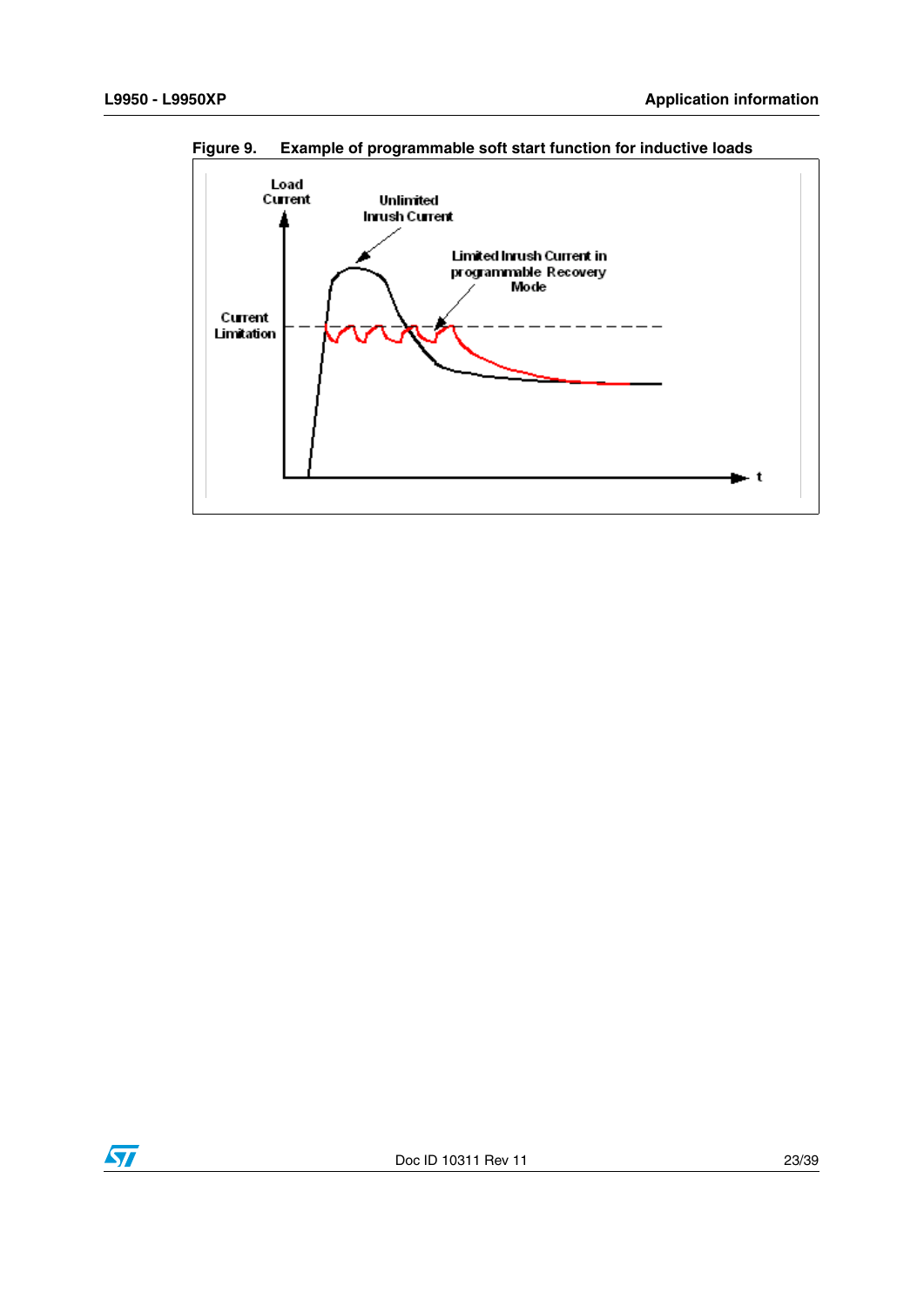Figure 9. Example of programmable soft start function for inductive loads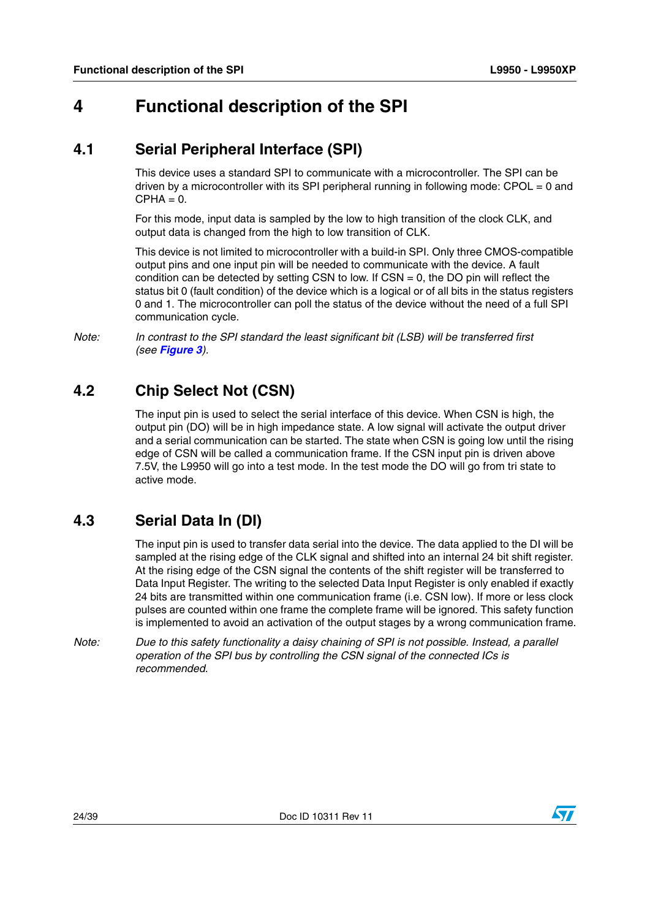# 4 Functional description of the SPI

## 4.1 Serial Peripheral Interface (SPI)

This device uses a standard SPI to communicate with a microcontroller. The SPI can be driven by a microcontroller with its SPI peripheral running in following mode: CPOL = 0 and CPHA = 0.

For this mode, input data is sampled by the low to high transition of the clock CLK, and output data is changed from the high to low transition of CLK.

This device is not limited to microcontroller with a build-in SPI. Only three CMOS-compatible output pins and one input pin will be needed to communicate with the device. A fault condition can be detected by setting CSN to low. If CSN = 0, the DO pin will reflect the status bit 0 (fault condition) of the device which is a logical or of all bits in the status registers 0 and 1. The microcontroller can poll the status of the device without the need of a full SPI communication cycle.

*Note: In contrast to the SPI standard the least significant bit (LSB) will be transferred first (see **Figure 3**).*

## 4.2 Chip Select Not (CSN)

The input pin is used to select the serial interface of this device. When CSN is high, the output pin (DO) will be in high impedance state. A low signal will activate the output driver and a serial communication can be started. The state when CSN is going low until the rising edge of CSN will be called a communication frame. If the CSN input pin is driven above 7.5V, the L9950 will go into a test mode. In the test mode the DO will go from tri state to active mode.

## 4.3 Serial Data In (DI)

The input pin is used to transfer data serial into the device. The data applied to the DI will be sampled at the rising edge of the CLK signal and shifted into an internal 24 bit shift register. At the rising edge of the CSN signal the contents of the shift register will be transferred to Data Input Register. The writing to the selected Data Input Register is only enabled if exactly 24 bits are transmitted within one communication frame (i.e. CSN low). If more or less clock pulses are counted within one frame the complete frame will be ignored. This safety function is implemented to avoid an activation of the output stages by a wrong communication frame.

*Note: Due to this safety functionality a daisy chaining of SPI is not possible. Instead, a parallel operation of the SPI bus by controlling the CSN signal of the connected ICs is recommended.*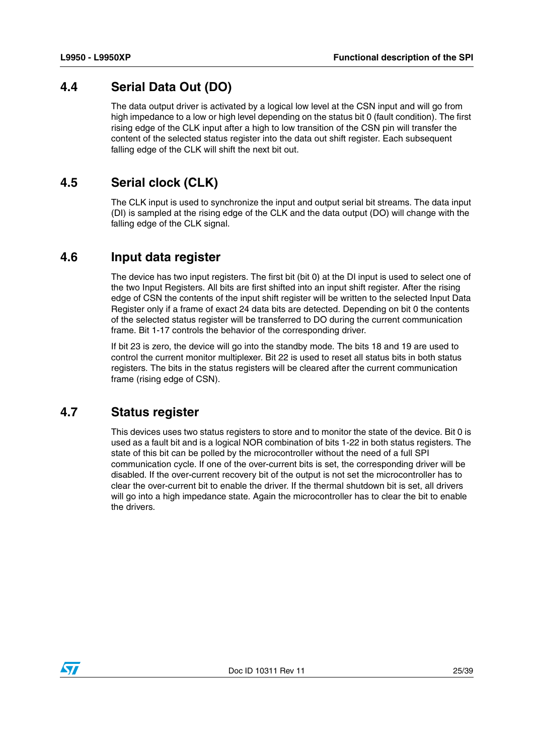## 4.4 Serial Data Out (DO)

The data output driver is activated by a logical low level at the CSN input and will go from high impedance to a low or high level depending on the status bit 0 (fault condition). The first rising edge of the CLK input after a high to low transition of the CSN pin will transfer the content of the selected status register into the data out shift register. Each subsequent falling edge of the CLK will shift the next bit out.

## 4.5 Serial clock (CLK)

The CLK input is used to synchronize the input and output serial bit streams. The data input (DI) is sampled at the rising edge of the CLK and the data output (DO) will change with the falling edge of the CLK signal.

## 4.6 Input data register

The device has two input registers. The first bit (bit 0) at the DI input is used to select one of the two Input Registers. All bits are first shifted into an input shift register. After the rising edge of CSN the contents of the input shift register will be written to the selected Input Data Register only if a frame of exact 24 data bits are detected. Depending on bit 0 the contents of the selected status register will be transferred to DO during the current communication frame. Bit 1-17 controls the behavior of the corresponding driver.

If bit 23 is zero, the device will go into the standby mode. The bits 18 and 19 are used to control the current monitor multiplexer. Bit 22 is used to reset all status bits in both status registers. The bits in the status registers will be cleared after the current communication frame (rising edge of CSN).

## 4.7 Status register

This devices uses two status registers to store and to monitor the state of the device. Bit 0 is used as a fault bit and is a logical NOR combination of bits 1-22 in both status registers. The state of this bit can be polled by the microcontroller without the need of a full SPI communication cycle. If one of the over-current bits is set, the corresponding driver will be disabled. If the over-current recovery bit of the output is not set the microcontroller has to clear the over-current bit to enable the driver. If the thermal shutdown bit is set, all drivers will go into a high impedance state. Again the microcontroller has to clear the bit to enable the drivers.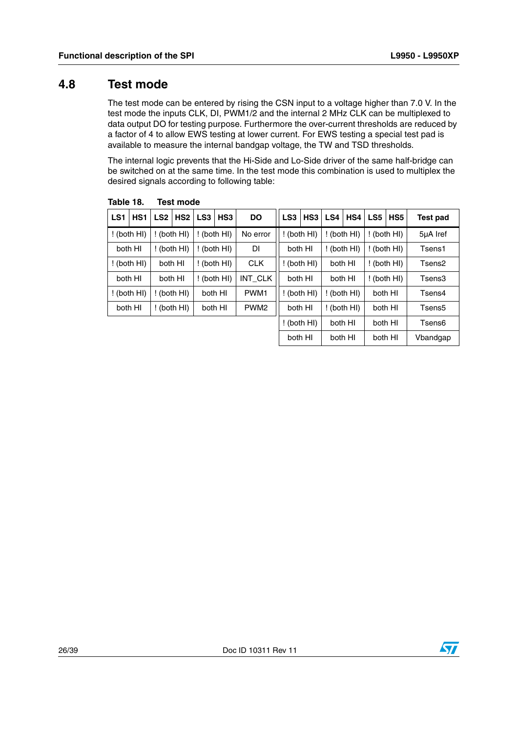## 4.8 Test mode

The test mode can be entered by rising the CSN input to a voltage higher than 7.0 V. In the test mode the inputs CLK, DI, PWM1/2 and the internal 2 MHz CLK can be multiplexed to data output DO for testing purpose. Furthermore the over-current thresholds are reduced by a factor of 4 to allow EWS testing at lower current. For EWS testing a special test pad is available to measure the internal bandgap voltage, the TW and TSD thresholds.

The internal logic prevents that the Hi-Side and Lo-Side driver of the same half-bridge can be switched on at the same time. In the test mode this combination is used to multiplex the desired signals according to following table:

**Table 18. Test mode**

| LS1 | HS1 | LS2 | HS2 | LS3 | HS3 | DO |
|---|---|---|---|---|---|---|
| ! (both HI) | | ! (both HI) | | ! (both HI) | | No error |
| both HI | | ! (both HI) | | ! (both HI) | | DI |
| ! (both HI) | | both HI | | ! (both HI) | | CLK |
| both HI | | both HI | | ! (both HI) | | INT_CLK |
| ! (both HI) | | ! (both HI) | | both HI | | PWM1 |
| both HI | | ! (both HI) | | both HI | | PWM2 |

| LS3 | HS3 | LS4 | HS4 | LS5 | HS5 | Test pad |
|---|---|---|---|---|---|---|
| ! (both HI) | | ! (both HI) | | ! (both HI) | | 5µA Iref |
| both HI | | ! (both HI) | | ! (both HI) | | Tsens1 |
| ! (both HI) | | both HI | | ! (both HI) | | Tsens2 |
| both HI | | both HI | | ! (both HI) | | Tsens3 |
| ! (both HI) | | ! (both HI) | | both HI | | Tsens4 |
| both HI | | ! (both HI) | | both HI | | Tsens5 |
| ! (both HI) | | both HI | | both HI | | Tsens6 |
| both HI | | both HI | | both HI | | Vbandgap |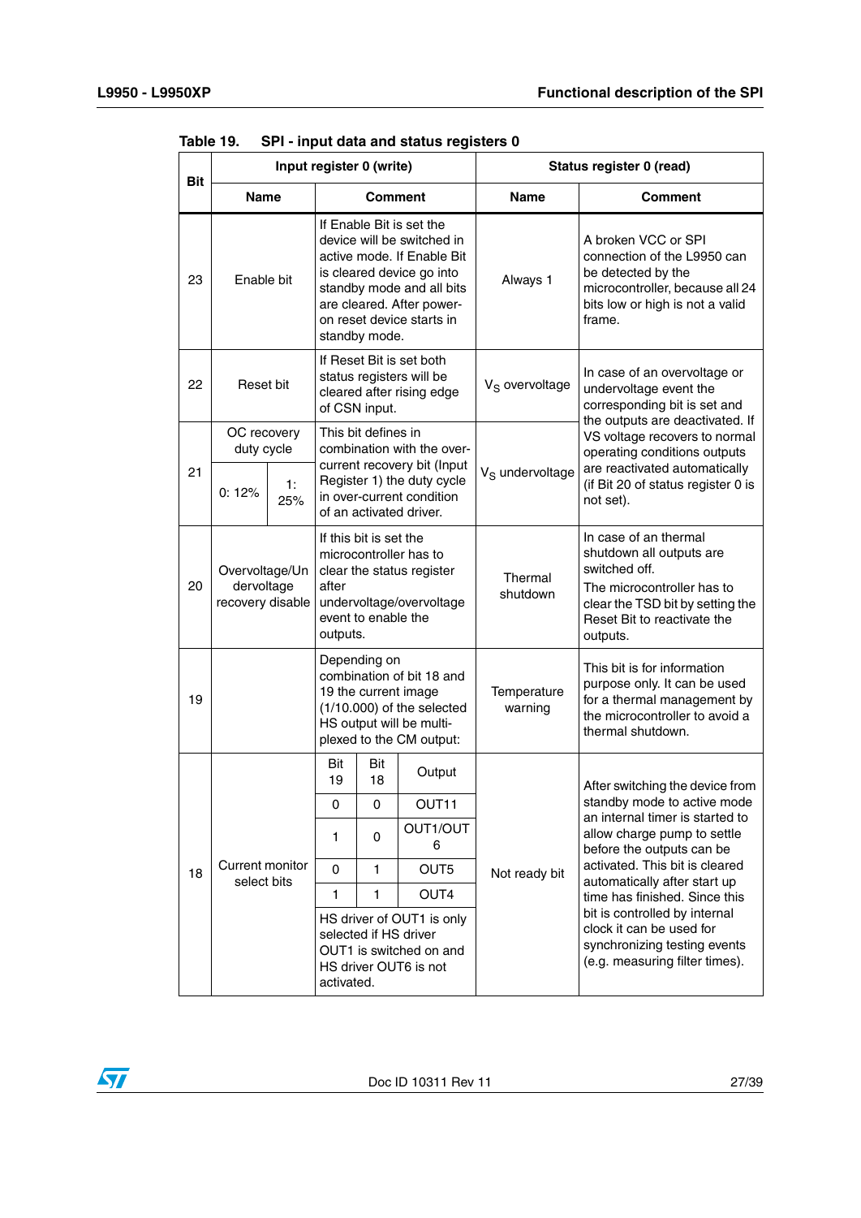Table 19. SPI - input data and status registers 0

| Bit | Input register 0 (write) | | Status register 0 (read) | |
|---|---|---|---|---|
| | Name | Comment | Name | Comment |
| 23 | Enable bit | If Enable Bit is set the device will be switched in active mode. If Enable Bit is cleared device go into standby mode and all bits are cleared. After power-on reset device starts in standby mode. | Always 1 | A broken VCC or SPI connection of the L9950 can be detected by the microcontroller, because all 24 bits low or high is not a valid frame. |
| 22 | Reset bit | If Reset Bit is set both status registers will be cleared after rising edge of CSN input. | $V_S$ overvoltage | In case of an overvoltage or undervoltage event the corresponding bit is set and the outputs are deactivated. If VS voltage recovers to normal operating conditions outputs are reactivated automatically (if Bit 20 of status register 0 is not set). |
| 21 | OC recovery duty cycle<br>0: 12% / 1: 25% | This bit defines in combination with the over-current recovery bit (Input Register 1) the duty cycle in over-current condition of an activated driver. | $V_S$ undervoltage | |
| 20 | Overvoltage/Undervoltage recovery disable | If this bit is set the microcontroller has to clear the status register after undervoltage/overvoltage event to enable the outputs. | Thermal shutdown | In case of an thermal shutdown all outputs are switched off.<br>The microcontroller has to clear the TSD bit by setting the Reset Bit to reactivate the outputs. |
| 19 | | Depending on combination of bit 18 and 19 the current image (1/10.000) of the selected HS output will be multi-plexed to the CM output: | Temperature warning | This bit is for information purpose only. It can be used for a thermal management by the microcontroller to avoid a thermal shutdown. |
| 18 | Current monitor select bits | Bit 19 / Bit 18 / Output:<br>0 / 0 / OUT11<br>1 / 0 / OUT1/OUT6<br>0 / 1 / OUT5<br>1 / 1 / OUT4<br>HS driver of OUT1 is only selected if HS driver OUT1 is switched on and HS driver OUT6 is not activated. | Not ready bit | After switching the device from standby mode to active mode an internal timer is started to allow charge pump to settle before the outputs can be activated. This bit is cleared automatically after start up time has finished. Since this bit is controlled by internal clock it can be used for synchronizing testing events (e.g. measuring filter times). |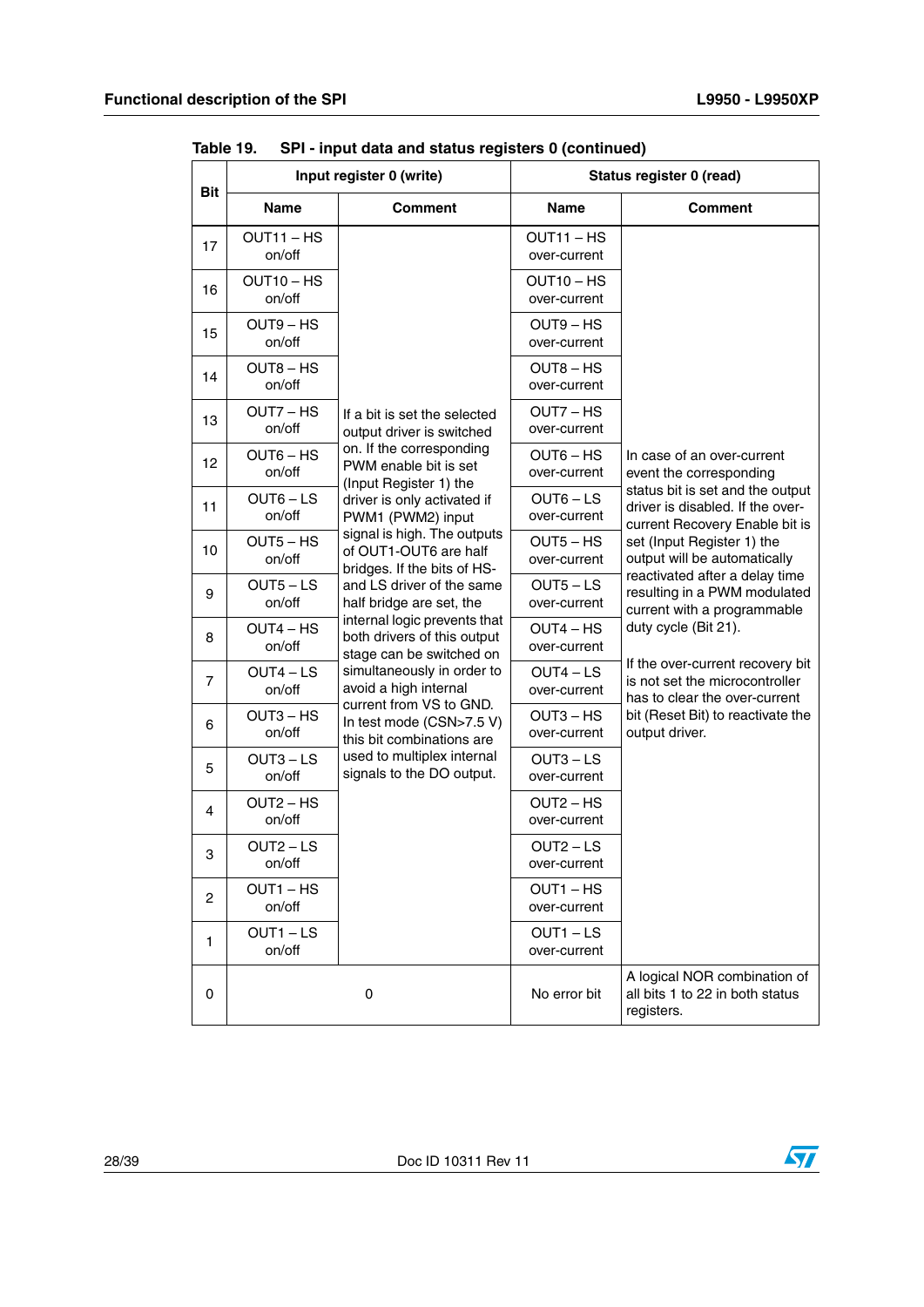Table 19. SPI - input data and status registers 0 (continued)

| Bit | Input register 0 (write) | | Status register 0 (read) | |
|---|---|---|---|---|
| | Name | Comment | Name | Comment |
| 17 | OUT11 – HS on/off | If a bit is set the selected output driver is switched on. If the corresponding PWM enable bit is set (Input Register 1) the driver is only activated if PWM1 (PWM2) input signal is high. The outputs of OUT1-OUT6 are half bridges. If the bits of HS- and LS driver of the same half bridge are set, the internal logic prevents that both drivers of this output stage can be switched on simultaneously in order to avoid a high internal current from VS to GND. In test mode (CSN>7.5 V) this bit combinations are used to multiplex internal signals to the DO output. | OUT11 – HS over-current | In case of an over-current event the corresponding status bit is set and the output driver is disabled. If the over-current Recovery Enable bit is set (Input Register 1) the output will be automatically reactivated after a delay time resulting in a PWM modulated current with a programmable duty cycle (Bit 21). If the over-current recovery bit is not set the microcontroller has to clear the over-current bit (Reset Bit) to reactivate the output driver. |
| 16 | OUT10 – HS on/off | | OUT10 – HS over-current | |
| 15 | OUT9 – HS on/off | | OUT9 – HS over-current | |
| 14 | OUT8 – HS on/off | | OUT8 – HS over-current | |
| 13 | OUT7 – HS on/off | | OUT7 – HS over-current | |
| 12 | OUT6 – HS on/off | | OUT6 – HS over-current | |
| 11 | OUT6 – LS on/off | | OUT6 – LS over-current | |
| 10 | OUT5 – HS on/off | | OUT5 – HS over-current | |
| 9 | OUT5 – LS on/off | | OUT5 – LS over-current | |
| 8 | OUT4 – HS on/off | | OUT4 – HS over-current | |
| 7 | OUT4 – LS on/off | | OUT4 – LS over-current | |
| 6 | OUT3 – HS on/off | | OUT3 – HS over-current | |
| 5 | OUT3 – LS on/off | | OUT3 – LS over-current | |
| 4 | OUT2 – HS on/off | | OUT2 – HS over-current | |
| 3 | OUT2 – LS on/off | | OUT2 – LS over-current | |
| 2 | OUT1 – HS on/off | | OUT1 – HS over-current | |
| 1 | OUT1 – LS on/off | | OUT1 – LS over-current | |
| 0 | 0 | | No error bit | A logical NOR combination of all bits 1 to 22 in both status registers. |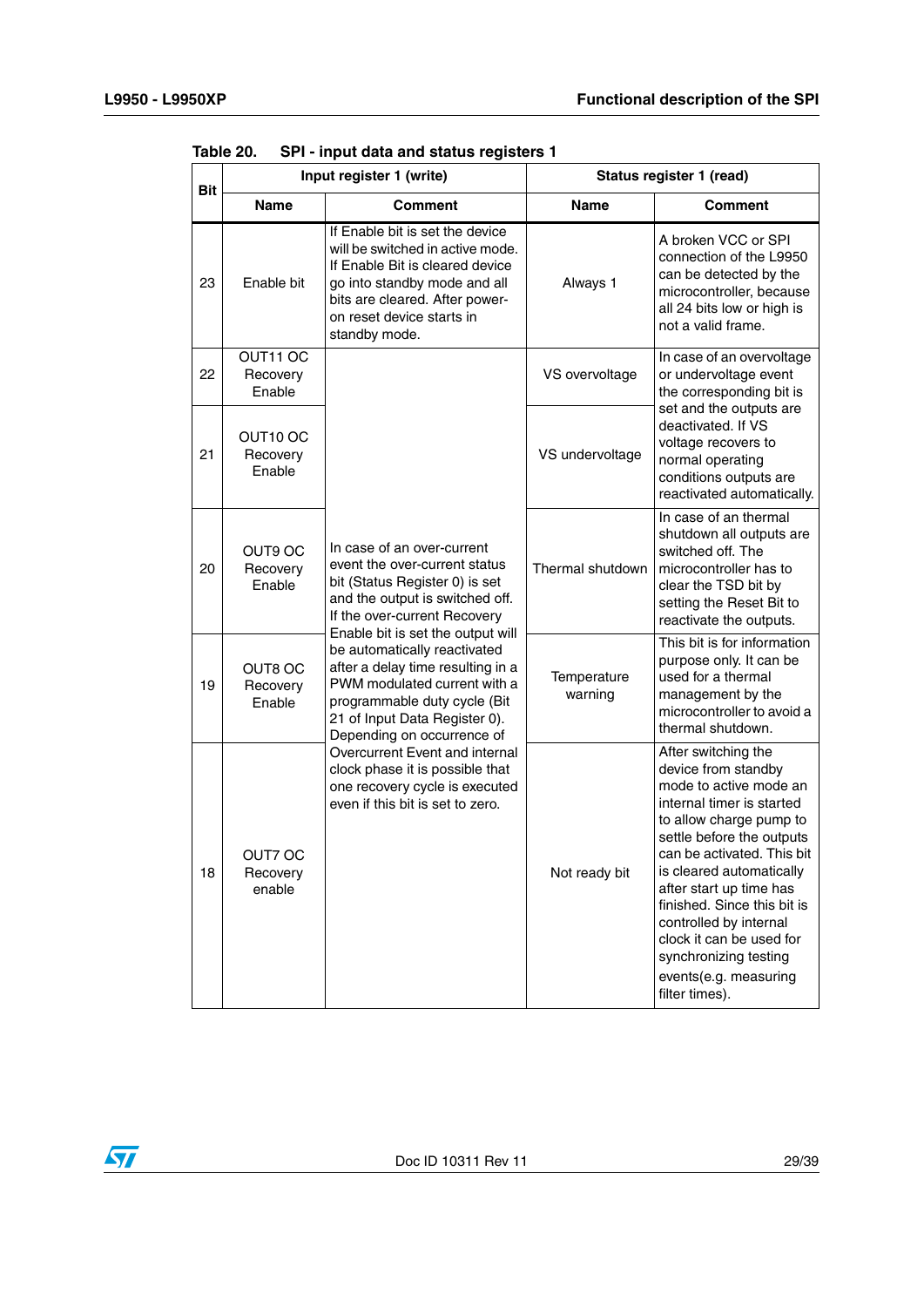**Table 20. SPI - input data and status registers 1**

| Bit | Input register 1 (write) | | Status register 1 (read) | |
|---|---|---|---|---|
| | Name | Comment | Name | Comment |
| 23 | Enable bit | If Enable bit is set the device will be switched in active mode. If Enable Bit is cleared device go into standby mode and all bits are cleared. After power-on reset device starts in standby mode. | Always 1 | A broken VCC or SPI connection of the L9950 can be detected by the microcontroller, because all 24 bits low or high is not a valid frame. |
| 22 | OUT11 OC Recovery Enable | In case of an over-current event the over-current status bit (Status Register 0) is set and the output is switched off. If the over-current Recovery Enable bit is set the output will be automatically reactivated after a delay time resulting in a PWM modulated current with a programmable duty cycle (Bit 21 of Input Data Register 0). Depending on occurrence of Overcurrent Event and internal clock phase it is possible that one recovery cycle is executed even if this bit is set to zero. | VS overvoltage | In case of an overvoltage or undervoltage event the corresponding bit is set and the outputs are deactivated. If VS voltage recovers to normal operating conditions outputs are reactivated automatically. |
| 21 | OUT10 OC Recovery Enable | | VS undervoltage | |
| 20 | OUT9 OC Recovery Enable | | Thermal shutdown | In case of an thermal shutdown all outputs are switched off. The microcontroller has to clear the TSD bit by setting the Reset Bit to reactivate the outputs. |
| 19 | OUT8 OC Recovery Enable | | Temperature warning | This bit is for information purpose only. It can be used for a thermal management by the microcontroller to avoid a thermal shutdown. |
| 18 | OUT7 OC Recovery enable | | Not ready bit | After switching the device from standby mode to active mode an internal timer is started to allow charge pump to settle before the outputs can be activated. This bit is cleared automatically after start up time has finished. Since this bit is controlled by internal clock it can be used for synchronizing testing events(e.g. measuring filter times). |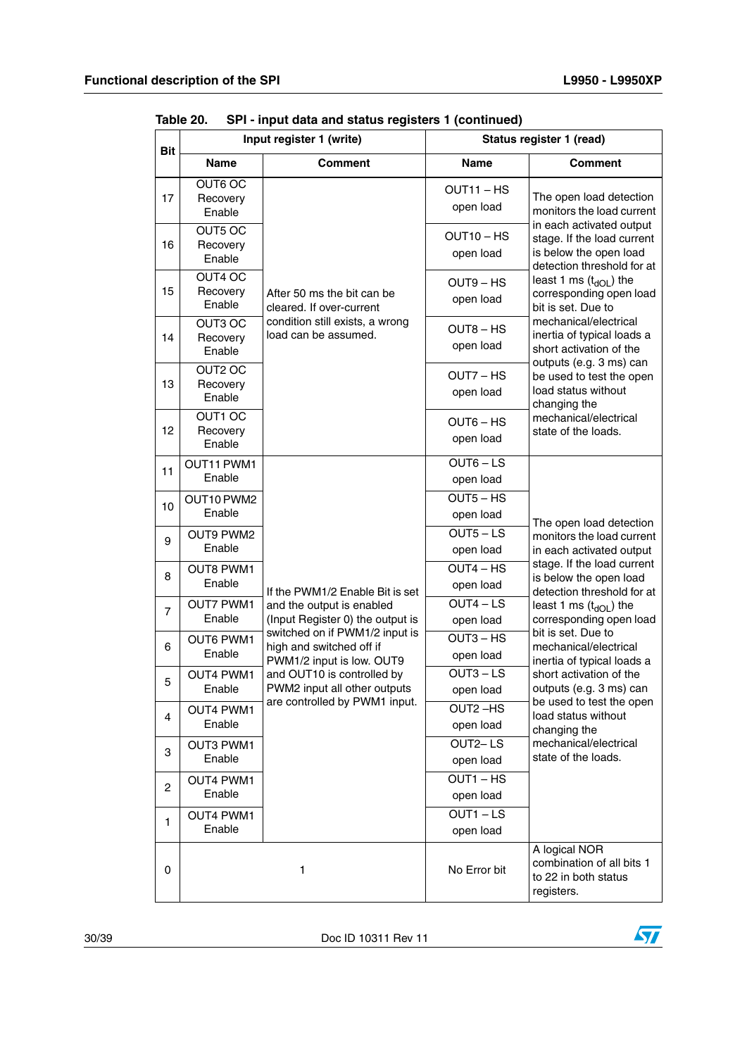Table 20. SPI - input data and status registers 1 (continued)

| Bit | Input register 1 (write) | | Status register 1 (read) | |
|---|---|---|---|---|
| | Name | Comment | Name | Comment |
| 17 | OUT6 OC Recovery Enable | After 50 ms the bit can be cleared. If over-current condition still exists, a wrong load can be assumed. | OUT11 – HS open load | The open load detection monitors the load current in each activated output stage. If the load current is below the open load detection threshold for at least 1 ms ($t_{dOL}$) the corresponding open load bit is set. Due to mechanical/electrical inertia of typical loads a short activation of the outputs (e.g. 3 ms) can be used to test the open load status without changing the mechanical/electrical state of the loads. |
| 16 | OUT5 OC Recovery Enable | | OUT10 – HS open load | |
| 15 | OUT4 OC Recovery Enable | | OUT9 – HS open load | |
| 14 | OUT3 OC Recovery Enable | | OUT8 – HS open load | |
| 13 | OUT2 OC Recovery Enable | | OUT7 – HS open load | |
| 12 | OUT1 OC Recovery Enable | | OUT6 – HS open load | |
| 11 | OUT11 PWM1 Enable | If the PWM1/2 Enable Bit is set and the output is enabled (Input Register 0) the output is switched on if PWM1/2 input is high and switched off if PWM1/2 input is low. OUT9 and OUT10 is controlled by PWM2 input all other outputs are controlled by PWM1 input. | OUT6 – LS open load | The open load detection monitors the load current in each activated output stage. If the load current is below the open load detection threshold for at least 1 ms ($t_{dOL}$) the corresponding open load bit is set. Due to mechanical/electrical inertia of typical loads a short activation of the outputs (e.g. 3 ms) can be used to test the open load status without changing the mechanical/electrical state of the loads. |
| 10 | OUT10 PWM2 Enable | | OUT5 – HS open load | |
| 9 | OUT9 PWM2 Enable | | OUT5 – LS open load | |
| 8 | OUT8 PWM1 Enable | | OUT4 – HS open load | |
| 7 | OUT7 PWM1 Enable | | OUT4 – LS open load | |
| 6 | OUT6 PWM1 Enable | | OUT3 – HS open load | |
| 5 | OUT4 PWM1 Enable | | OUT3 – LS open load | |
| 4 | OUT4 PWM1 Enable | | OUT2 –HS open load | |
| 3 | OUT3 PWM1 Enable | | OUT2– LS open load | |
| 2 | OUT4 PWM1 Enable | | OUT1 – HS open load | |
| 1 | OUT4 PWM1 Enable | | OUT1 – LS open load | |
| 0 | 1 | | No Error bit | A logical NOR combination of all bits 1 to 22 in both status registers. |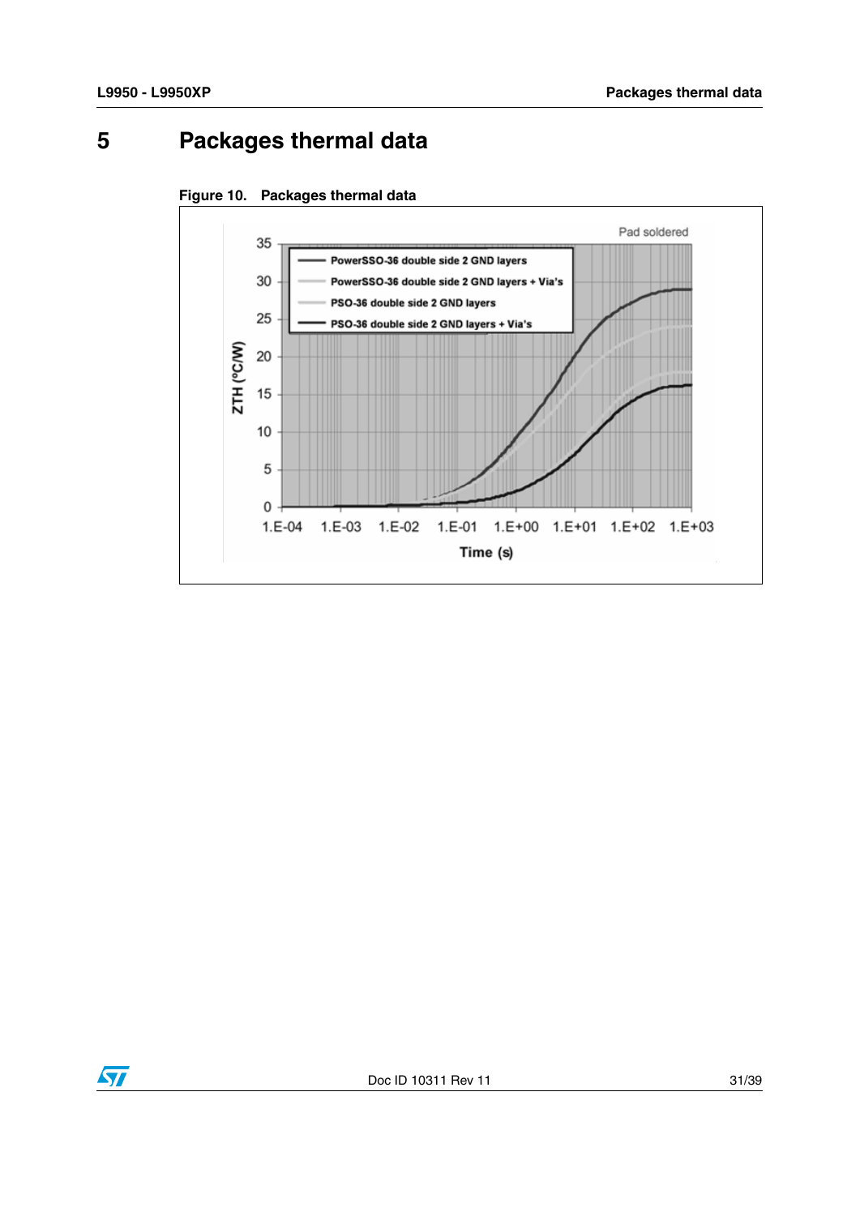# 5 Packages thermal data

Figure 10. Packages thermal data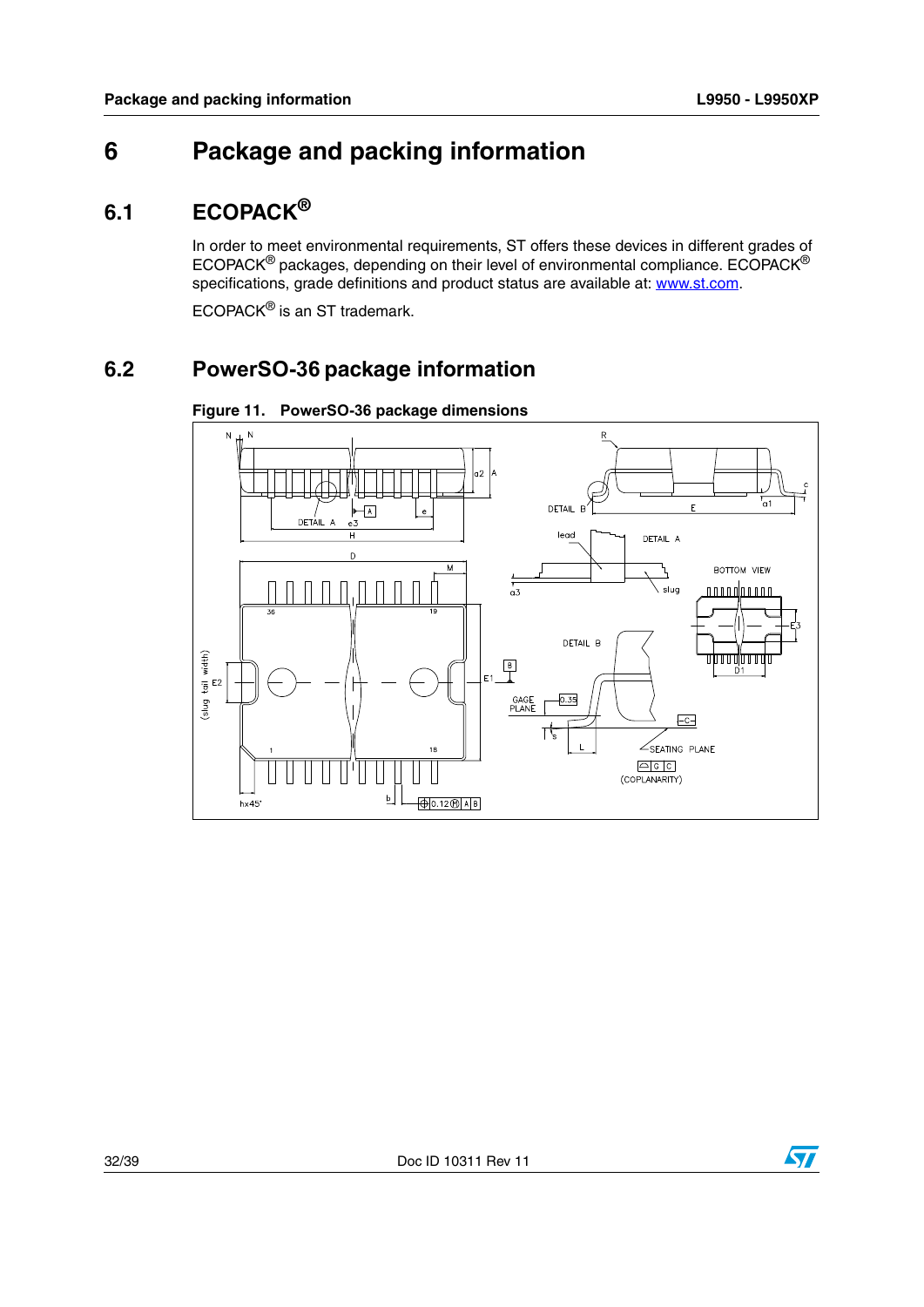# 6 Package and packing information

## 6.1 ECOPACK®

In order to meet environmental requirements, ST offers these devices in different grades of ECOPACK® packages, depending on their level of environmental compliance. ECOPACK® specifications, grade definitions and product status are available at: www.st.com.

ECOPACK® is an ST trademark.

## 6.2 PowerSO-36 package information

**Figure 11. PowerSO-36 package dimensions**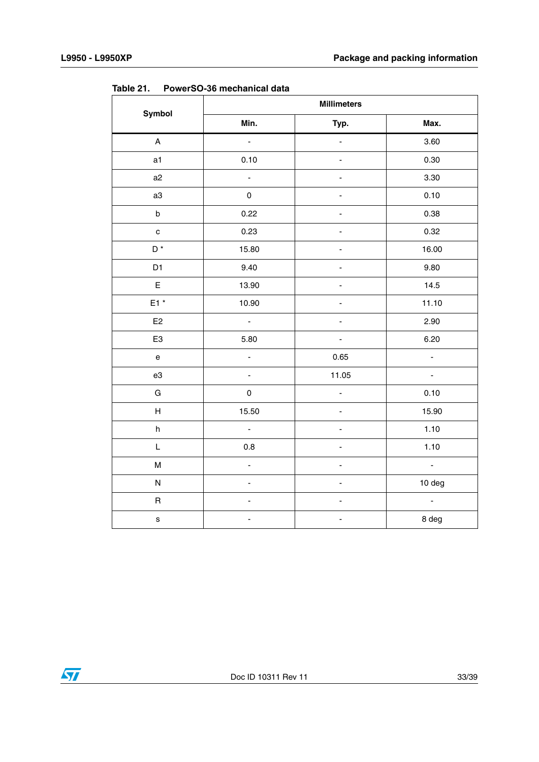Table 21. PowerSO-36 mechanical data

| Symbol | Millimeters | | |
|---|---|---|---|
| | Min. | Typ. | Max. |
| A | - | - | 3.60 |
| a1 | 0.10 | - | 0.30 |
| a2 | - | - | 3.30 |
| a3 | 0 | - | 0.10 |
| b | 0.22 | - | 0.38 |
| c | 0.23 | - | 0.32 |
| D * | 15.80 | - | 16.00 |
| D1 | 9.40 | - | 9.80 |
| E | 13.90 | - | 14.5 |
| E1 * | 10.90 | - | 11.10 |
| E2 | - | - | 2.90 |
| E3 | 5.80 | - | 6.20 |
| e | - | 0.65 | - |
| e3 | - | 11.05 | - |
| G | 0 | - | 0.10 |
| H | 15.50 | - | 15.90 |
| h | - | - | 1.10 |
| L | 0.8 | - | 1.10 |
| M | - | - | - |
| N | - | - | 10 deg |
| R | - | - | - |
| s | - | - | 8 deg |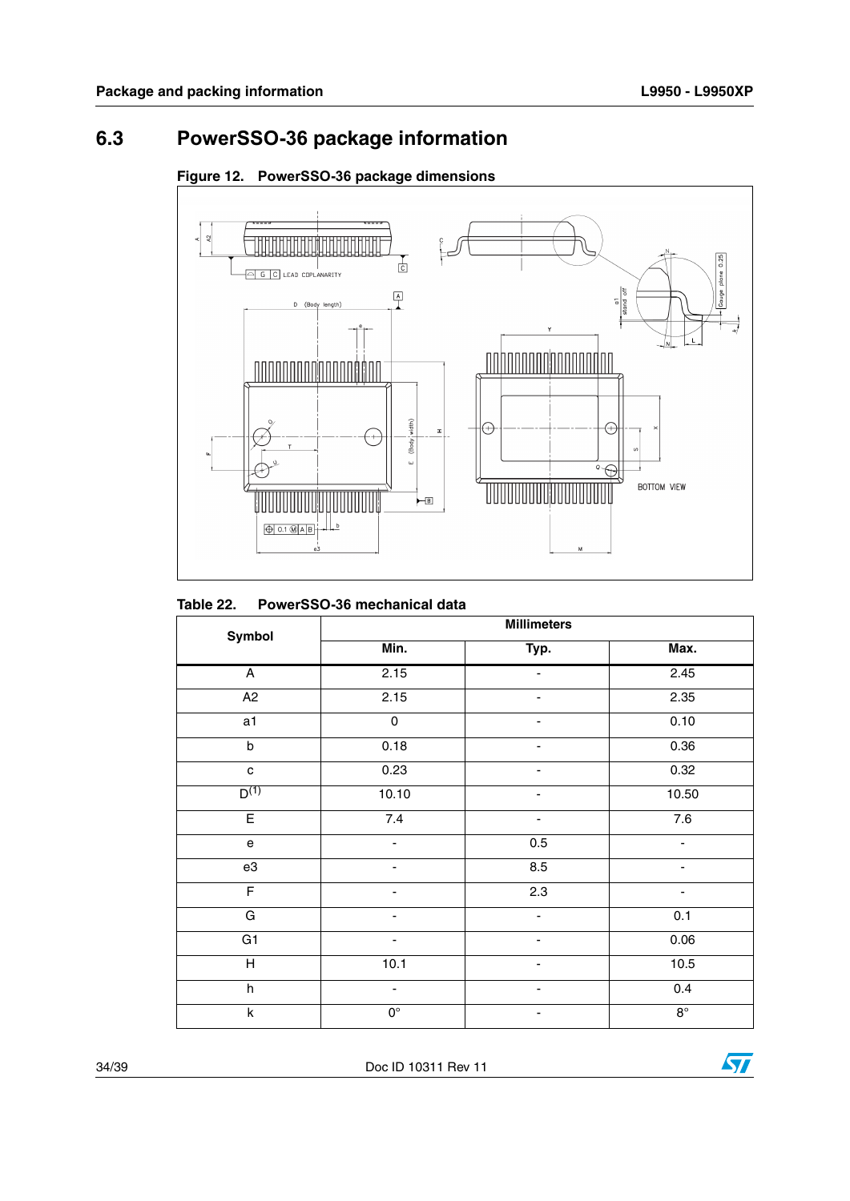## 6.3 PowerSSO-36 package information

Figure 12. PowerSSO-36 package dimensions

Table 22. PowerSSO-36 mechanical data

| Symbol | Millimeters | | |
|---|---|---|---|
| | Min. | Typ. | Max. |
| A | 2.15 | - | 2.45 |
| A2 | 2.15 | - | 2.35 |
| a1 | 0 | - | 0.10 |
| b | 0.18 | - | 0.36 |
| c | 0.23 | - | 0.32 |
| D[(1)] | 10.10 | - | 10.50 |
| E | 7.4 | - | 7.6 |
| e | - | 0.5 | - |
| e3 | - | 8.5 | - |
| F | - | 2.3 | - |
| G | - | - | 0.1 |
| G1 | - | - | 0.06 |
| H | 10.1 | - | 10.5 |
| h | - | - | 0.4 |
| k | 0° | - | 8° |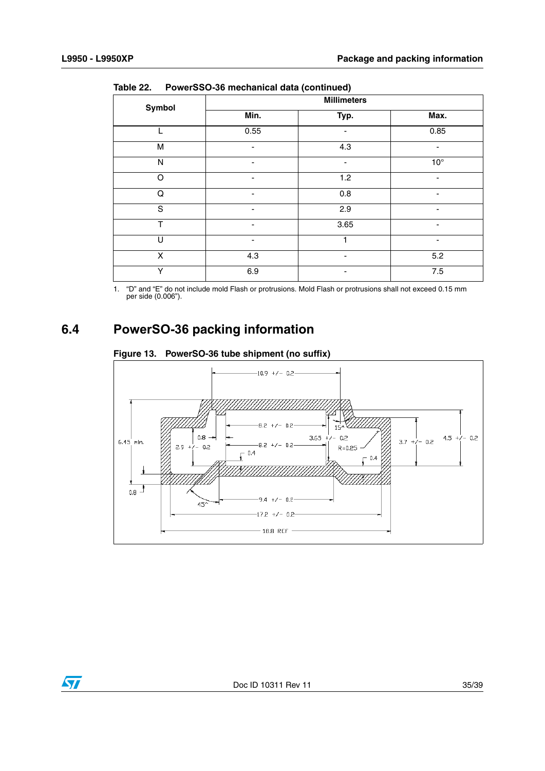Table 22. PowerSSO-36 mechanical data (continued)

| Symbol | Millimeters | | |
|---|---|---|---|
| | Min. | Typ. | Max. |
| L | 0.55 | - | 0.85 |
| M | - | 4.3 | - |
| N | - | - | 10° |
| O | - | 1.2 | - |
| Q | - | 0.8 | - |
| S | - | 2.9 | - |
| T | - | 3.65 | - |
| U | - | 1 | - |
| X | 4.3 | - | 5.2 |
| Y | 6.9 | - | 7.5 |

1. "D" and "E" do not include mold Flash or protrusions. Mold Flash or protrusions shall not exceed 0.15 mm per side (0.006").

## 6.4 PowerSO-36 packing information

Figure 13. PowerSO-36 tube shipment (no suffix)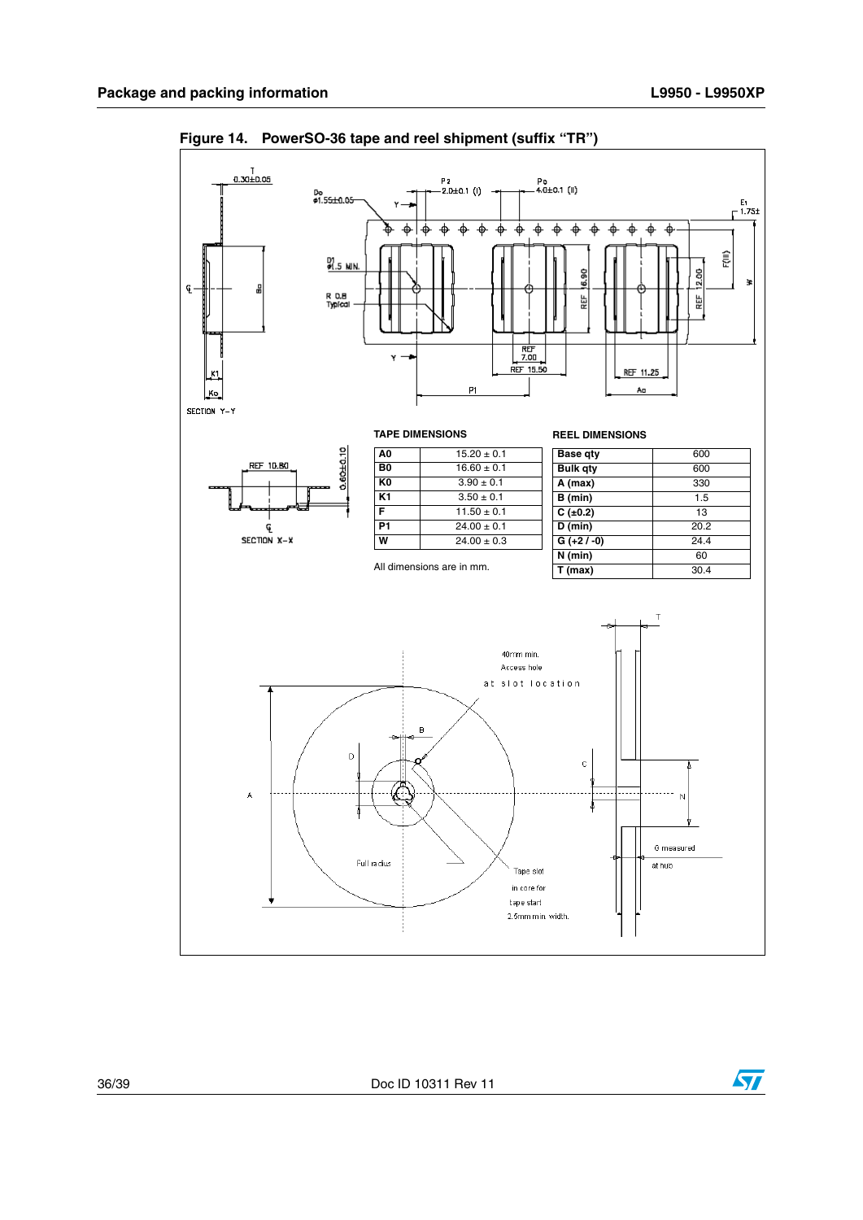**Figure 14. PowerSO-36 tape and reel shipment (suffix "TR")**

TAPE DIMENSIONS

| | |
|---|---|
| A0 | 15.20 ± 0.1 |
| B0 | 16.60 ± 0.1 |
| K0 | 3.90 ± 0.1 |
| K1 | 3.50 ± 0.1 |
| F | 11.50 ± 0.1 |
| P1 | 24.00 ± 0.1 |
| W | 24.00 ± 0.3 |

All dimensions are in mm.

REEL DIMENSIONS

| | |
|---|---|
| Base qty | 600 |
| Bulk qty | 600 |
| A (max) | 330 |
| B (min) | 1.5 |
| C (±0.2) | 13 |
| D (min) | 20.2 |
| G (+2 / -0) | 24.4 |
| N (min) | 60 |
| T (max) | 30.4 |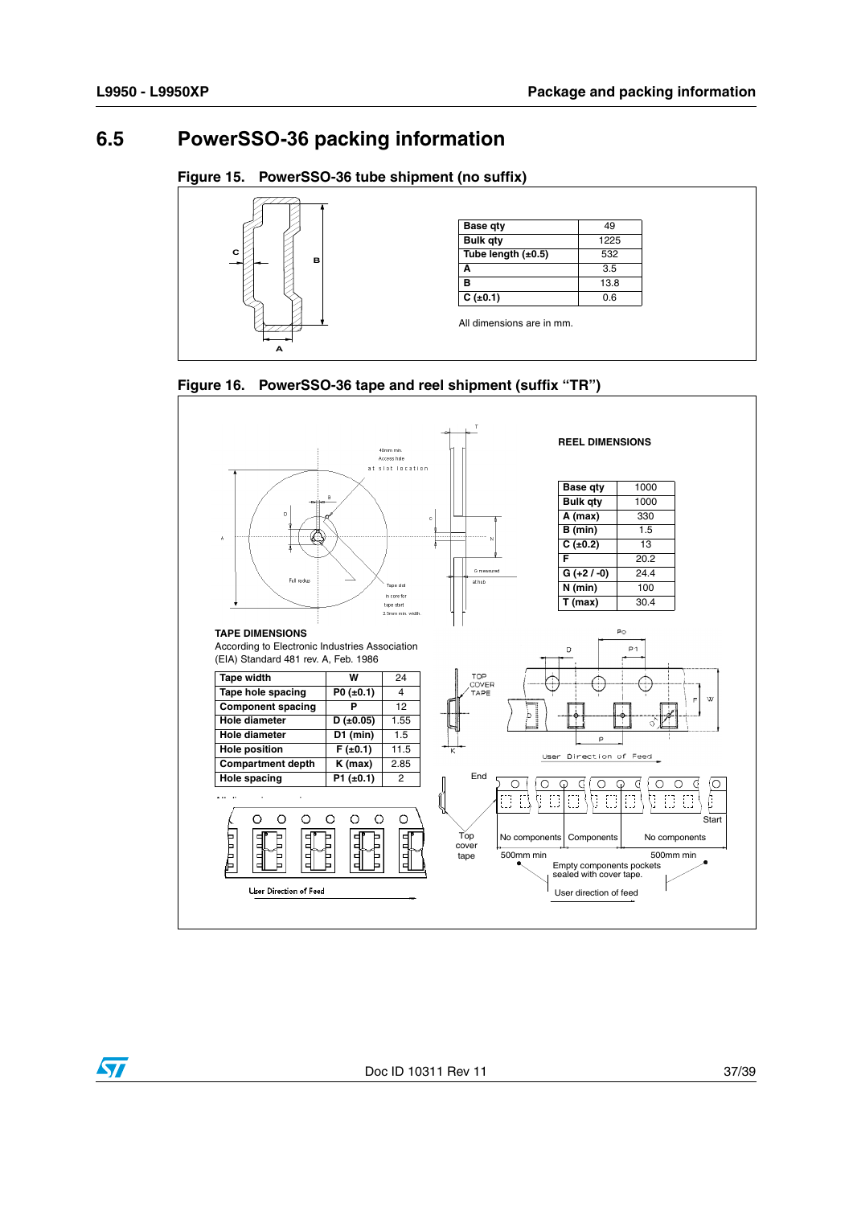## 6.5 PowerSSO-36 packing information

**Figure 15. PowerSSO-36 tube shipment (no suffix)**

| Base qty | 49 |
|---|---|
| Bulk qty | 1225 |
| Tube length (±0.5) | 532 |
| A | 3.5 |
| B | 13.8 |
| C (±0.1) | 0.6 |

All dimensions are in mm.

**Figure 16. PowerSSO-36 tape and reel shipment (suffix “TR”)**

**REEL DIMENSIONS**

| Base qty | 1000 |
|---|---|
| Bulk qty | 1000 |
| A (max) | 330 |
| B (min) | 1.5 |
| C (±0.2) | 13 |
| F | 20.2 |
| G (+2 / -0) | 24.4 |
| N (min) | 100 |
| T (max) | 30.4 |

**TAPE DIMENSIONS**

According to Electronic Industries Association (EIA) Standard 481 rev. A, Feb. 1986

| Tape width | W | 24 |
|---|---|---|
| Tape hole spacing | P0 (±0.1) | 4 |
| Component spacing | P | 12 |
| Hole diameter | D (±0.05) | 1.55 |
| Hole diameter | D1 (min) | 1.5 |
| Hole position | F (±0.1) | 11.5 |
| Compartment depth | K (max) | 2.85 |
| Hole spacing | P1 (±0.1) | 2 |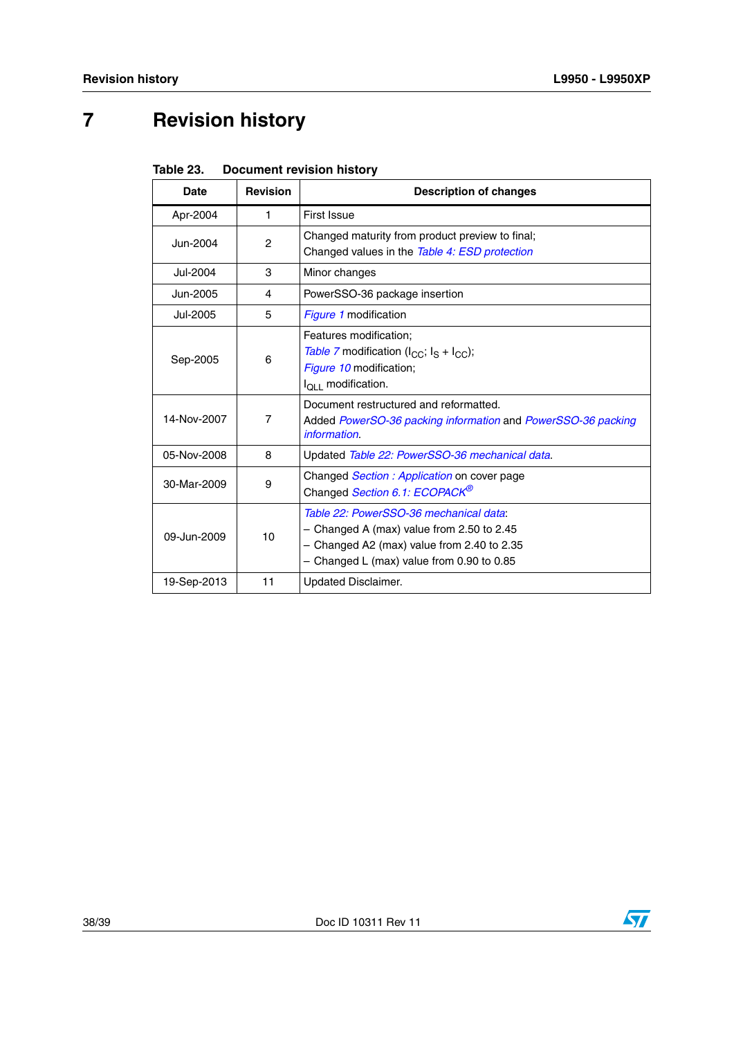# 7 Revision history

Table 23. Document revision history

| Date | Revision | Description of changes |
|---|---|---|
| Apr-2004 | 1 | First Issue |
| Jun-2004 | 2 | Changed maturity from product preview to final;<br>Changed values in the *Table 4: ESD protection* |
| Jul-2004 | 3 | Minor changes |
| Jun-2005 | 4 | PowerSSO-36 package insertion |
| Jul-2005 | 5 | *Figure 1* modification |
| Sep-2005 | 6 | Features modification;<br>*Table 7* modification ($I_{CC}$; $I_S$ + $I_{CC}$);<br>*Figure 10* modification;<br>$I_{QLL}$ modification. |
| 14-Nov-2007 | 7 | Document restructured and reformatted.<br>Added *PowerSO-36 packing information* and *PowerSSO-36 packing information*. |
| 05-Nov-2008 | 8 | Updated *Table 22: PowerSSO-36 mechanical data*. |
| 30-Mar-2009 | 9 | Changed *Section : Application* on cover page<br>Changed *Section 6.1: ECOPACK®* |
| 09-Jun-2009 | 10 | *Table 22: PowerSSO-36 mechanical data*:<br>– Changed A (max) value from 2.50 to 2.45<br>– Changed A2 (max) value from 2.40 to 2.35<br>– Changed L (max) value from 0.90 to 0.85 |
| 19-Sep-2013 | 11 | Updated Disclaimer. |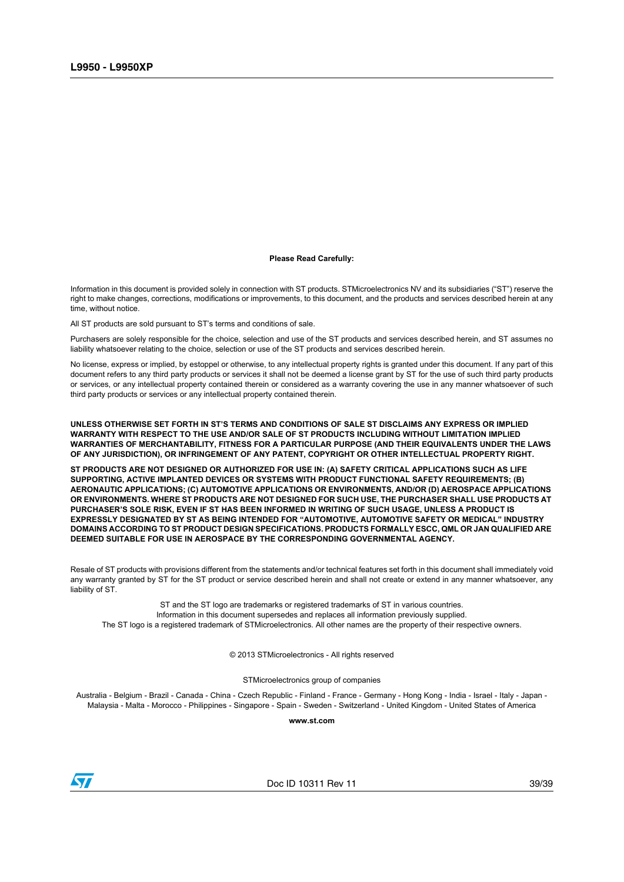**Please Read Carefully:**

Information in this document is provided solely in connection with ST products. STMicroelectronics NV and its subsidiaries ("ST") reserve the right to make changes, corrections, modifications or improvements, to this document, and the products and services described herein at any time, without notice.

All ST products are sold pursuant to ST's terms and conditions of sale.

Purchasers are solely responsible for the choice, selection and use of the ST products and services described herein, and ST assumes no liability whatsoever relating to the choice, selection or use of the ST products and services described herein.

No license, express or implied, by estoppel or otherwise, to any intellectual property rights is granted under this document. If any part of this document refers to any third party products or services it shall not be deemed a license grant by ST for the use of such third party products or services, or any intellectual property contained therein or considered as a warranty covering the use in any manner whatsoever of such third party products or services or any intellectual property contained therein.

**UNLESS OTHERWISE SET FORTH IN ST'S TERMS AND CONDITIONS OF SALE ST DISCLAIMS ANY EXPRESS OR IMPLIED WARRANTY WITH RESPECT TO THE USE AND/OR SALE OF ST PRODUCTS INCLUDING WITHOUT LIMITATION IMPLIED WARRANTIES OF MERCHANTABILITY, FITNESS FOR A PARTICULAR PURPOSE (AND THEIR EQUIVALENTS UNDER THE LAWS OF ANY JURISDICTION), OR INFRINGEMENT OF ANY PATENT, COPYRIGHT OR OTHER INTELLECTUAL PROPERTY RIGHT.**

**ST PRODUCTS ARE NOT DESIGNED OR AUTHORIZED FOR USE IN: (A) SAFETY CRITICAL APPLICATIONS SUCH AS LIFE SUPPORTING, ACTIVE IMPLANTED DEVICES OR SYSTEMS WITH PRODUCT FUNCTIONAL SAFETY REQUIREMENTS; (B) AERONAUTIC APPLICATIONS; (C) AUTOMOTIVE APPLICATIONS OR ENVIRONMENTS, AND/OR (D) AEROSPACE APPLICATIONS OR ENVIRONMENTS. WHERE ST PRODUCTS ARE NOT DESIGNED FOR SUCH USE, THE PURCHASER SHALL USE PRODUCTS AT PURCHASER'S SOLE RISK, EVEN IF ST HAS BEEN INFORMED IN WRITING OF SUCH USAGE, UNLESS A PRODUCT IS EXPRESSLY DESIGNATED BY ST AS BEING INTENDED FOR "AUTOMOTIVE, AUTOMOTIVE SAFETY OR MEDICAL" INDUSTRY DOMAINS ACCORDING TO ST PRODUCT DESIGN SPECIFICATIONS. PRODUCTS FORMALLY ESCC, QML OR JAN QUALIFIED ARE DEEMED SUITABLE FOR USE IN AEROSPACE BY THE CORRESPONDING GOVERNMENTAL AGENCY.**

Resale of ST products with provisions different from the statements and/or technical features set forth in this document shall immediately void any warranty granted by ST for the ST product or service described herein and shall not create or extend in any manner whatsoever, any liability of ST.

ST and the ST logo are trademarks or registered trademarks of ST in various countries.
Information in this document supersedes and replaces all information previously supplied.
The ST logo is a registered trademark of STMicroelectronics. All other names are the property of their respective owners.

© 2013 STMicroelectronics - All rights reserved

STMicroelectronics group of companies

Australia - Belgium - Brazil - Canada - China - Czech Republic - Finland - France - Germany - Hong Kong - India - Israel - Italy - Japan - Malaysia - Malta - Morocco - Philippines - Singapore - Spain - Sweden - Switzerland - United Kingdom - United States of America

**www.st.com**